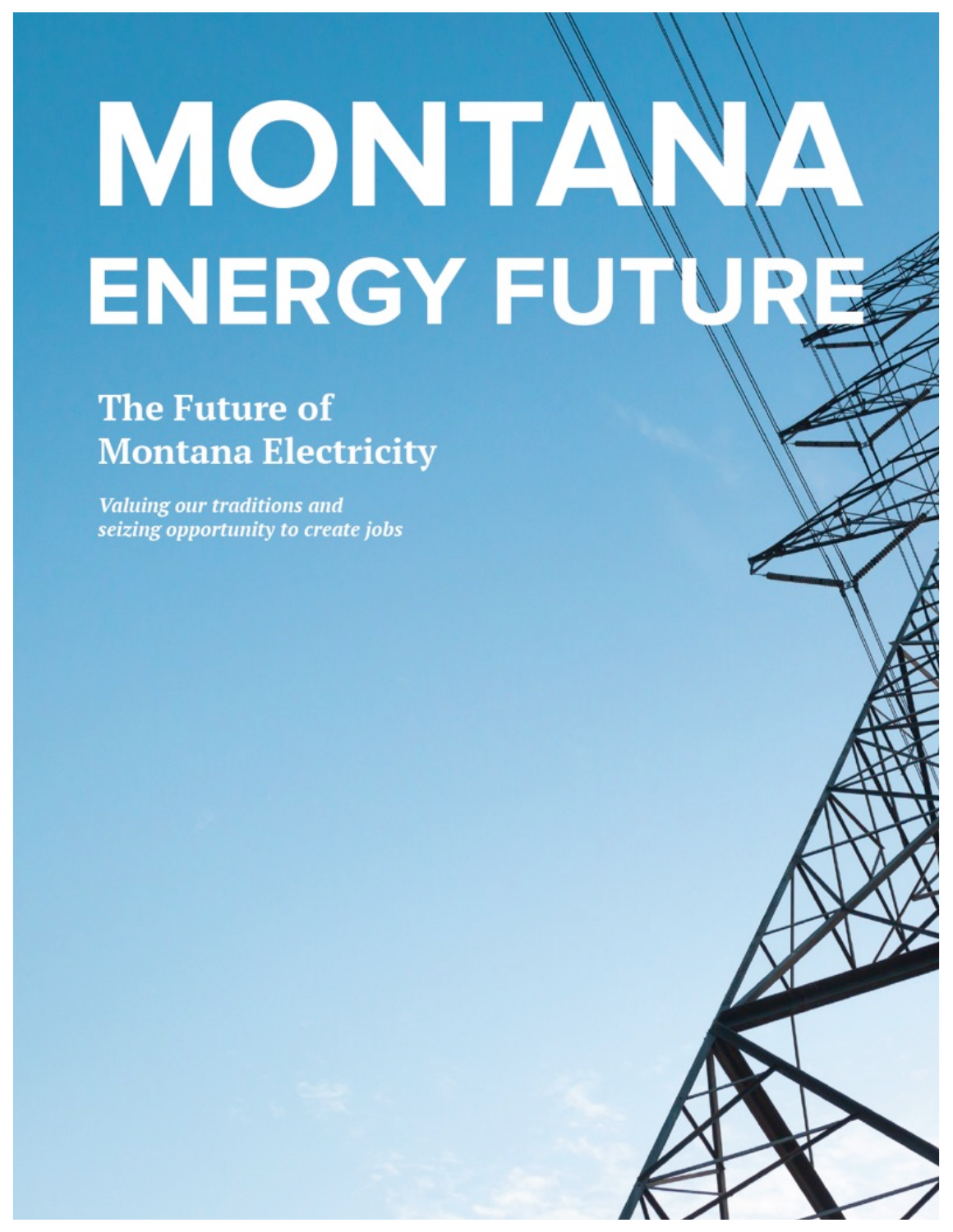# MONTANA ENERGY FUTURE

## The Future of Montana Electricity

*Valuing our traditions and seizing opportunity to create jobs*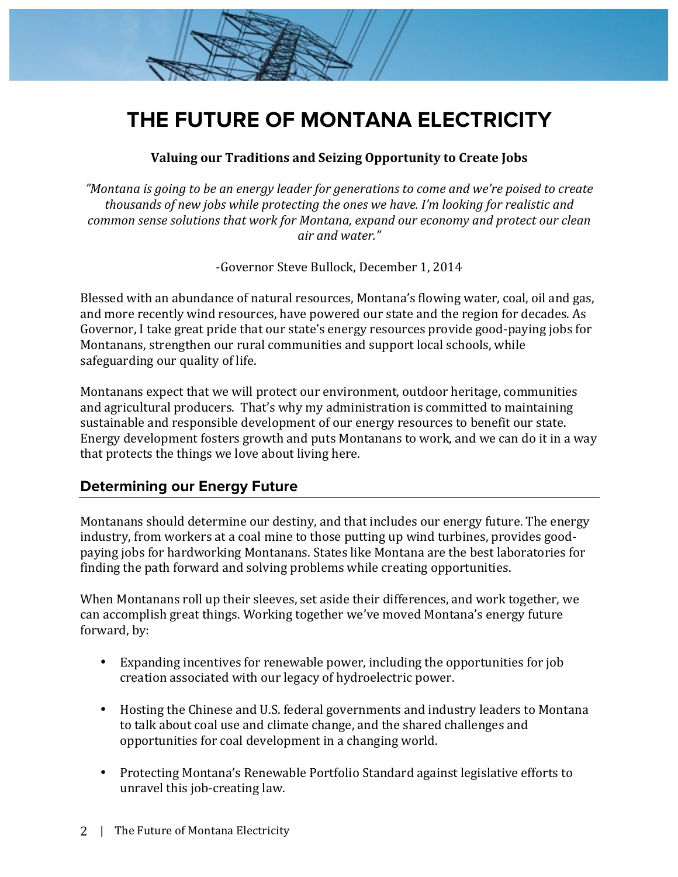# THE FUTURE OF MONTANA ELECTRICITY

**Valuing our Traditions and Seizing Opportunity to Create Jobs**

*"Montana is going to be an energy leader for generations to come and we're poised to create thousands of new jobs while protecting the ones we have. I'm looking for realistic and common sense solutions that work for Montana, expand our economy and protect our clean air and water."*

-Governor Steve Bullock, December 1, 2014

Blessed with an abundance of natural resources, Montana's flowing water, coal, oil and gas, and more recently wind resources, have powered our state and the region for decades. As Governor, I take great pride that our state's energy resources provide good-paying jobs for Montanans, strengthen our rural communities and support local schools, while safeguarding our quality of life.

Montanans expect that we will protect our environment, outdoor heritage, communities and agricultural producers. That's why my administration is committed to maintaining sustainable and responsible development of our energy resources to benefit our state. Energy development fosters growth and puts Montanans to work, and we can do it in a way that protects the things we love about living here.

## Determining our Energy Future

Montanans should determine our destiny, and that includes our energy future. The energy industry, from workers at a coal mine to those putting up wind turbines, provides good-paying jobs for hardworking Montanans. States like Montana are the best laboratories for finding the path forward and solving problems while creating opportunities.

When Montanans roll up their sleeves, set aside their differences, and work together, we can accomplish great things. Working together we've moved Montana's energy future forward, by:

- Expanding incentives for renewable power, including the opportunities for job creation associated with our legacy of hydroelectric power.
- Hosting the Chinese and U.S. federal governments and industry leaders to Montana to talk about coal use and climate change, and the shared challenges and opportunities for coal development in a changing world.
- Protecting Montana's Renewable Portfolio Standard against legislative efforts to unravel this job-creating law.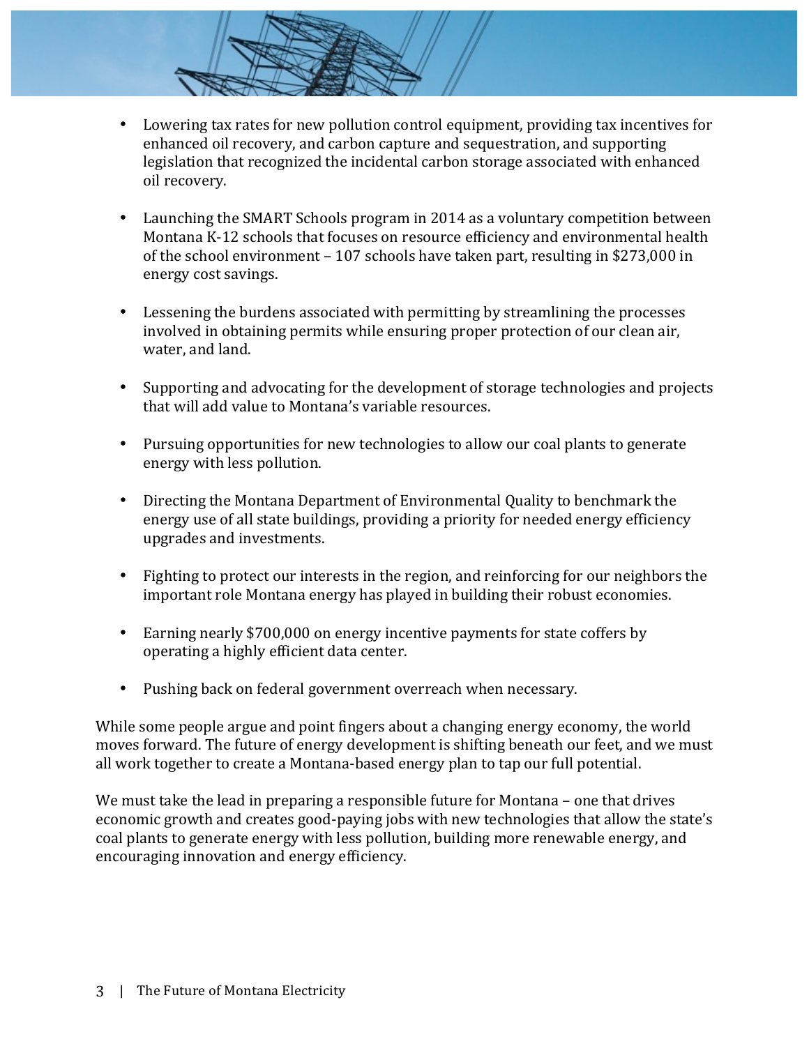- Lowering tax rates for new pollution control equipment, providing tax incentives for enhanced oil recovery, and carbon capture and sequestration, and supporting legislation that recognized the incidental carbon storage associated with enhanced oil recovery.

- Launching the SMART Schools program in 2014 as a voluntary competition between Montana K-12 schools that focuses on resource efficiency and environmental health of the school environment – 107 schools have taken part, resulting in $273,000 in energy cost savings.

- Lessening the burdens associated with permitting by streamlining the processes involved in obtaining permits while ensuring proper protection of our clean air, water, and land.

- Supporting and advocating for the development of storage technologies and projects that will add value to Montana's variable resources.

- Pursuing opportunities for new technologies to allow our coal plants to generate energy with less pollution.

- Directing the Montana Department of Environmental Quality to benchmark the energy use of all state buildings, providing a priority for needed energy efficiency upgrades and investments.

- Fighting to protect our interests in the region, and reinforcing for our neighbors the important role Montana energy has played in building their robust economies.

- Earning nearly $700,000 on energy incentive payments for state coffers by operating a highly efficient data center.

- Pushing back on federal government overreach when necessary.

While some people argue and point fingers about a changing energy economy, the world moves forward. The future of energy development is shifting beneath our feet, and we must all work together to create a Montana-based energy plan to tap our full potential.

We must take the lead in preparing a responsible future for Montana – one that drives economic growth and creates good-paying jobs with new technologies that allow the state's coal plants to generate energy with less pollution, building more renewable energy, and encouraging innovation and energy efficiency.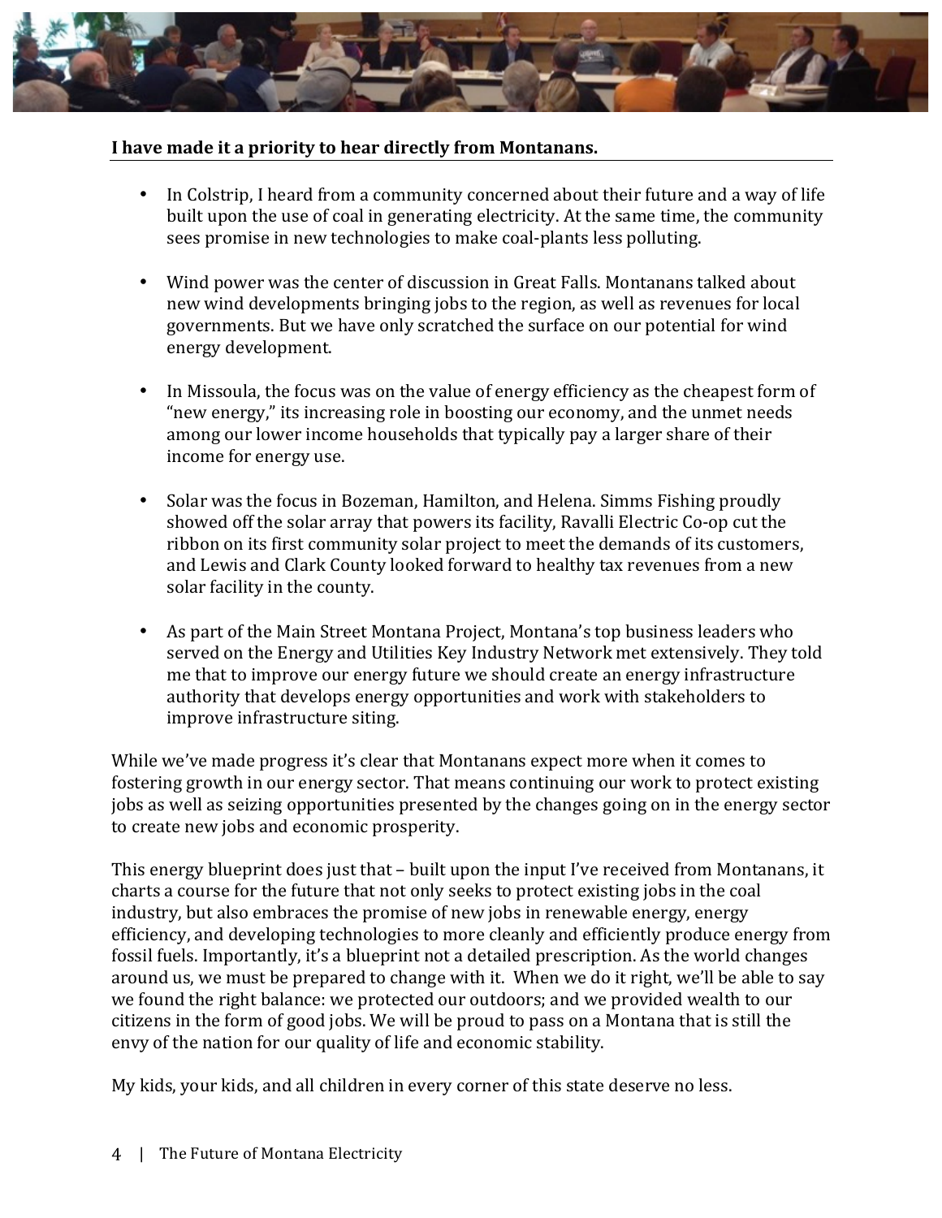**I have made it a priority to hear directly from Montanans.**

- In Colstrip, I heard from a community concerned about their future and a way of life built upon the use of coal in generating electricity. At the same time, the community sees promise in new technologies to make coal-plants less polluting.

- Wind power was the center of discussion in Great Falls. Montanans talked about new wind developments bringing jobs to the region, as well as revenues for local governments. But we have only scratched the surface on our potential for wind energy development.

- In Missoula, the focus was on the value of energy efficiency as the cheapest form of "new energy," its increasing role in boosting our economy, and the unmet needs among our lower income households that typically pay a larger share of their income for energy use.

- Solar was the focus in Bozeman, Hamilton, and Helena. Simms Fishing proudly showed off the solar array that powers its facility, Ravalli Electric Co-op cut the ribbon on its first community solar project to meet the demands of its customers, and Lewis and Clark County looked forward to healthy tax revenues from a new solar facility in the county.

- As part of the Main Street Montana Project, Montana's top business leaders who served on the Energy and Utilities Key Industry Network met extensively. They told me that to improve our energy future we should create an energy infrastructure authority that develops energy opportunities and work with stakeholders to improve infrastructure siting.

While we've made progress it's clear that Montanans expect more when it comes to fostering growth in our energy sector. That means continuing our work to protect existing jobs as well as seizing opportunities presented by the changes going on in the energy sector to create new jobs and economic prosperity.

This energy blueprint does just that – built upon the input I've received from Montanans, it charts a course for the future that not only seeks to protect existing jobs in the coal industry, but also embraces the promise of new jobs in renewable energy, energy efficiency, and developing technologies to more cleanly and efficiently produce energy from fossil fuels. Importantly, it's a blueprint not a detailed prescription. As the world changes around us, we must be prepared to change with it. When we do it right, we'll be able to say we found the right balance: we protected our outdoors; and we provided wealth to our citizens in the form of good jobs. We will be proud to pass on a Montana that is still the envy of the nation for our quality of life and economic stability.

My kids, your kids, and all children in every corner of this state deserve no less.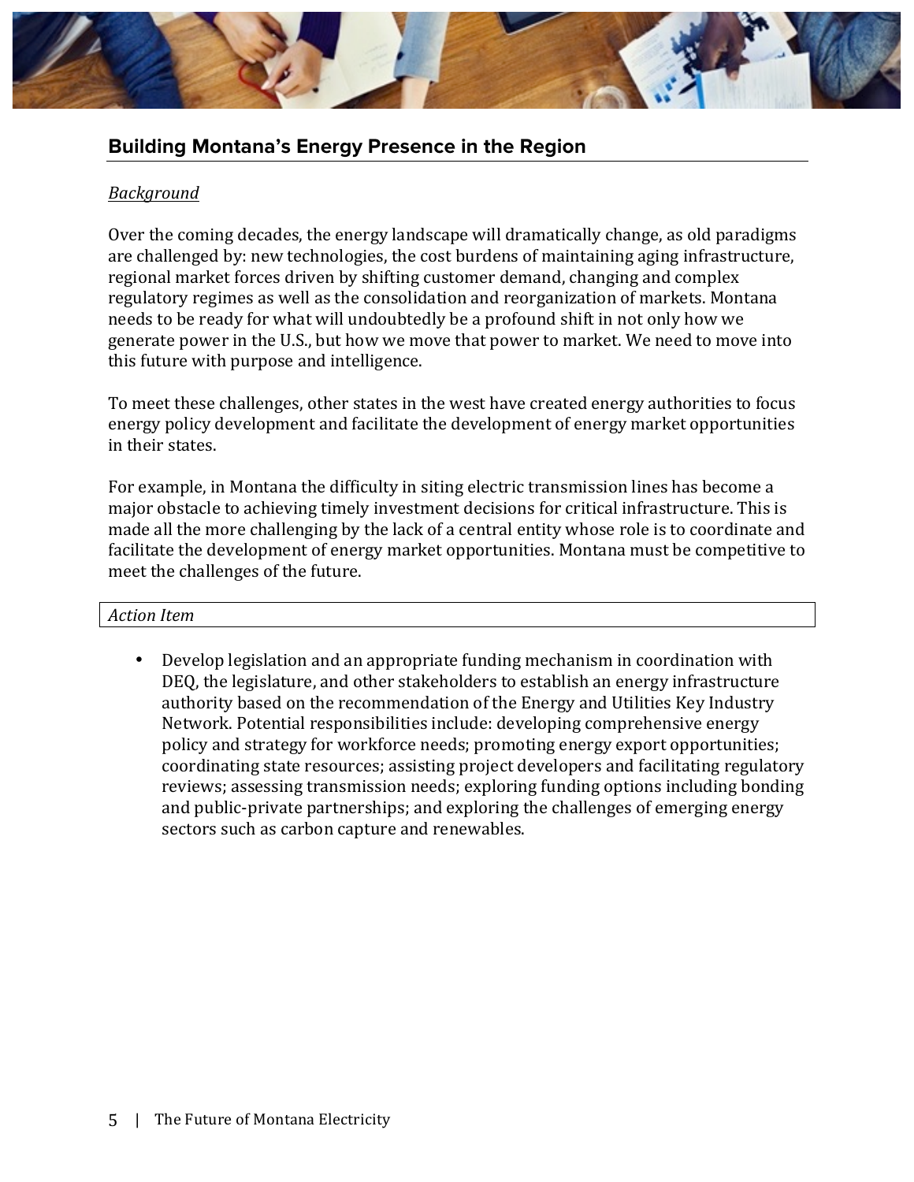## Building Montana's Energy Presence in the Region

*Background*

Over the coming decades, the energy landscape will dramatically change, as old paradigms are challenged by: new technologies, the cost burdens of maintaining aging infrastructure, regional market forces driven by shifting customer demand, changing and complex regulatory regimes as well as the consolidation and reorganization of markets. Montana needs to be ready for what will undoubtedly be a profound shift in not only how we generate power in the U.S., but how we move that power to market. We need to move into this future with purpose and intelligence.

To meet these challenges, other states in the west have created energy authorities to focus energy policy development and facilitate the development of energy market opportunities in their states.

For example, in Montana the difficulty in siting electric transmission lines has become a major obstacle to achieving timely investment decisions for critical infrastructure. This is made all the more challenging by the lack of a central entity whose role is to coordinate and facilitate the development of energy market opportunities. Montana must be competitive to meet the challenges of the future.

*Action Item*

- Develop legislation and an appropriate funding mechanism in coordination with DEQ, the legislature, and other stakeholders to establish an energy infrastructure authority based on the recommendation of the Energy and Utilities Key Industry Network. Potential responsibilities include: developing comprehensive energy policy and strategy for workforce needs; promoting energy export opportunities; coordinating state resources; assisting project developers and facilitating regulatory reviews; assessing transmission needs; exploring funding options including bonding and public-private partnerships; and exploring the challenges of emerging energy sectors such as carbon capture and renewables.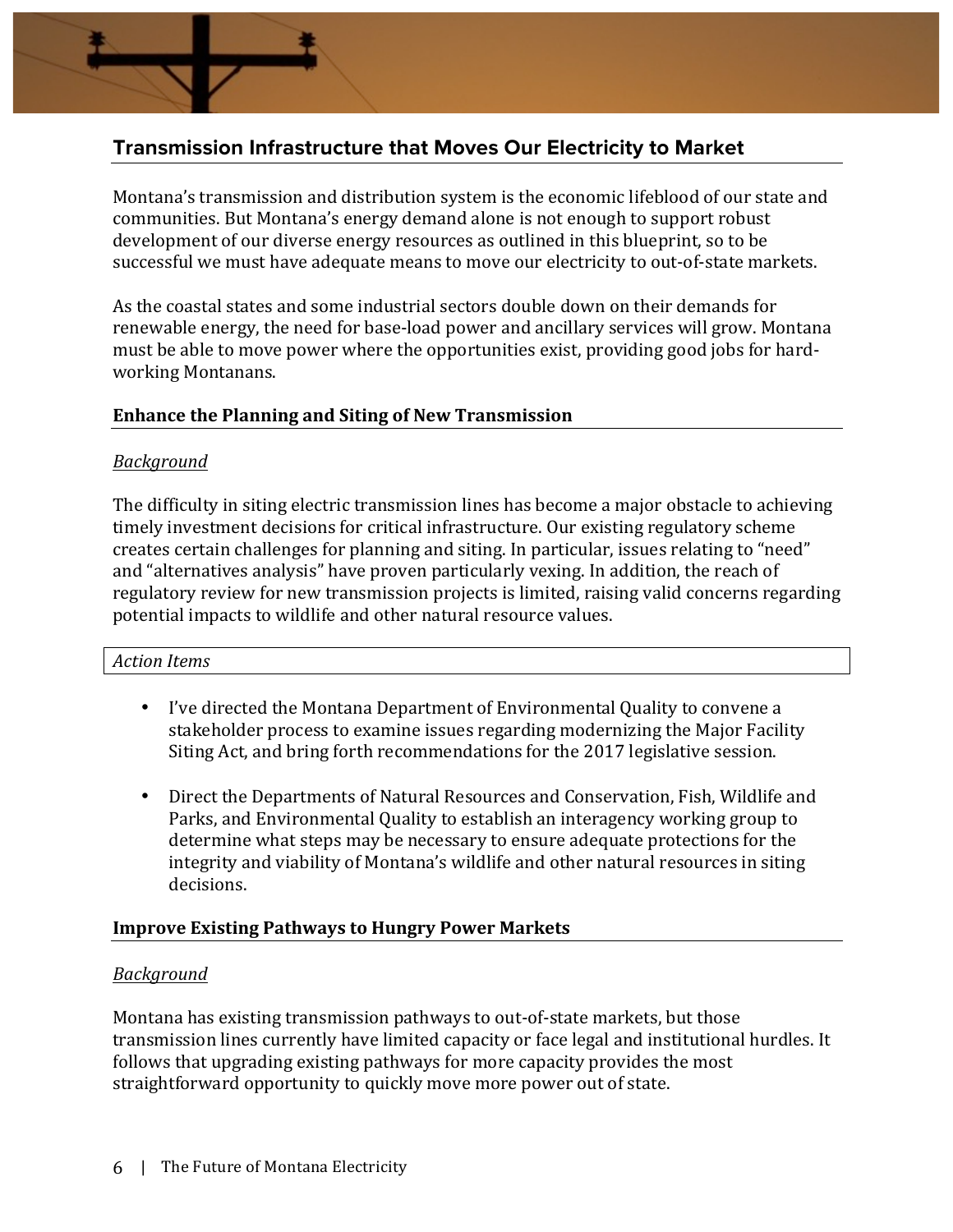## Transmission Infrastructure that Moves Our Electricity to Market

Montana's transmission and distribution system is the economic lifeblood of our state and communities. But Montana's energy demand alone is not enough to support robust development of our diverse energy resources as outlined in this blueprint, so to be successful we must have adequate means to move our electricity to out-of-state markets.

As the coastal states and some industrial sectors double down on their demands for renewable energy, the need for base-load power and ancillary services will grow. Montana must be able to move power where the opportunities exist, providing good jobs for hard-working Montanans.

### Enhance the Planning and Siting of New Transmission

*Background*

The difficulty in siting electric transmission lines has become a major obstacle to achieving timely investment decisions for critical infrastructure. Our existing regulatory scheme creates certain challenges for planning and siting. In particular, issues relating to "need" and "alternatives analysis" have proven particularly vexing. In addition, the reach of regulatory review for new transmission projects is limited, raising valid concerns regarding potential impacts to wildlife and other natural resource values.

*Action Items*

- I've directed the Montana Department of Environmental Quality to convene a stakeholder process to examine issues regarding modernizing the Major Facility Siting Act, and bring forth recommendations for the 2017 legislative session.
- Direct the Departments of Natural Resources and Conservation, Fish, Wildlife and Parks, and Environmental Quality to establish an interagency working group to determine what steps may be necessary to ensure adequate protections for the integrity and viability of Montana's wildlife and other natural resources in siting decisions.

### Improve Existing Pathways to Hungry Power Markets

*Background*

Montana has existing transmission pathways to out-of-state markets, but those transmission lines currently have limited capacity or face legal and institutional hurdles. It follows that upgrading existing pathways for more capacity provides the most straightforward opportunity to quickly move more power out of state.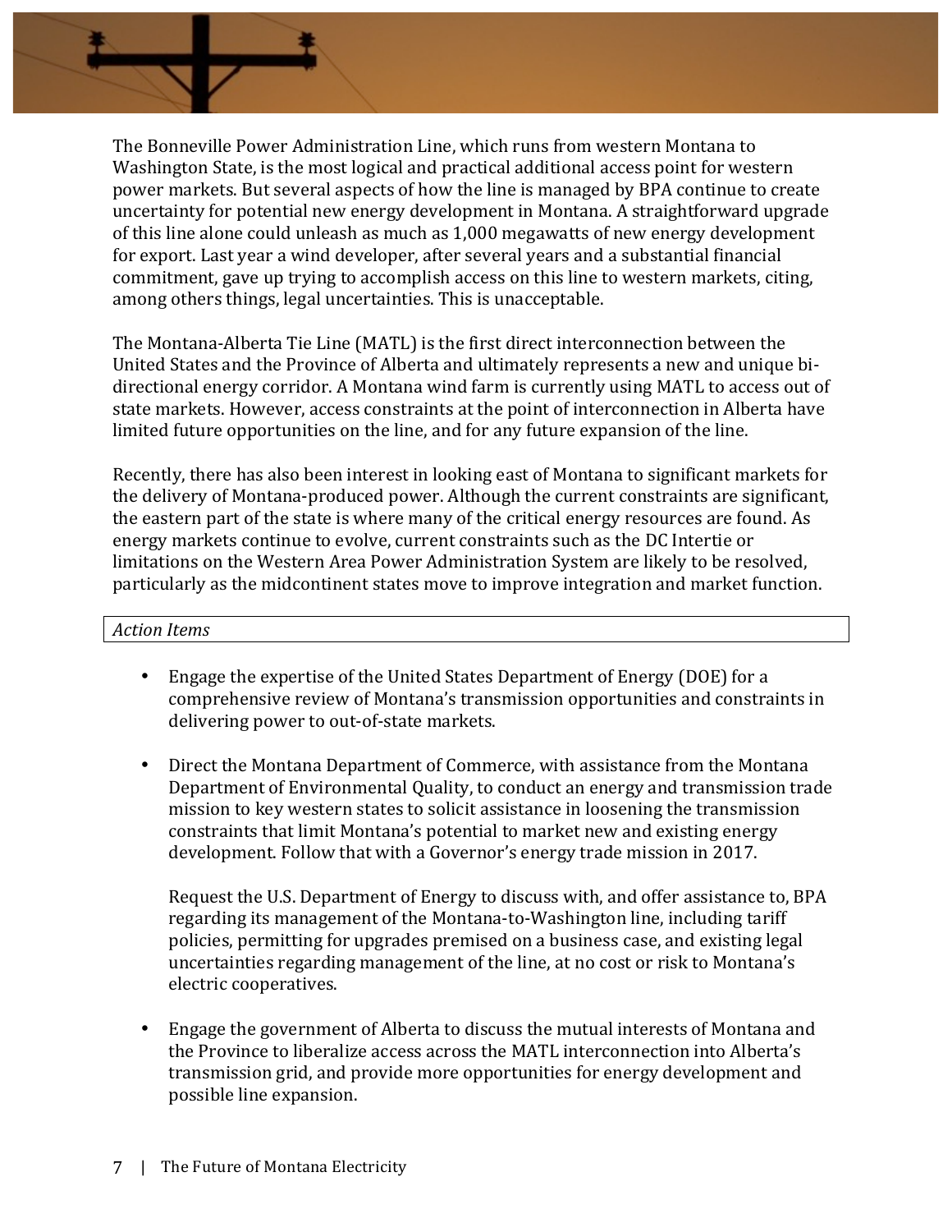The Bonneville Power Administration Line, which runs from western Montana to Washington State, is the most logical and practical additional access point for western power markets. But several aspects of how the line is managed by BPA continue to create uncertainty for potential new energy development in Montana. A straightforward upgrade of this line alone could unleash as much as 1,000 megawatts of new energy development for export. Last year a wind developer, after several years and a substantial financial commitment, gave up trying to accomplish access on this line to western markets, citing, among others things, legal uncertainties. This is unacceptable.

The Montana-Alberta Tie Line (MATL) is the first direct interconnection between the United States and the Province of Alberta and ultimately represents a new and unique bi-directional energy corridor. A Montana wind farm is currently using MATL to access out of state markets. However, access constraints at the point of interconnection in Alberta have limited future opportunities on the line, and for any future expansion of the line.

Recently, there has also been interest in looking east of Montana to significant markets for the delivery of Montana-produced power. Although the current constraints are significant, the eastern part of the state is where many of the critical energy resources are found. As energy markets continue to evolve, current constraints such as the DC Intertie or limitations on the Western Area Power Administration System are likely to be resolved, particularly as the midcontinent states move to improve integration and market function.

*Action Items*

- Engage the expertise of the United States Department of Energy (DOE) for a comprehensive review of Montana's transmission opportunities and constraints in delivering power to out-of-state markets.

- Direct the Montana Department of Commerce, with assistance from the Montana Department of Environmental Quality, to conduct an energy and transmission trade mission to key western states to solicit assistance in loosening the transmission constraints that limit Montana's potential to market new and existing energy development. Follow that with a Governor's energy trade mission in 2017.

  Request the U.S. Department of Energy to discuss with, and offer assistance to, BPA regarding its management of the Montana-to-Washington line, including tariff policies, permitting for upgrades premised on a business case, and existing legal uncertainties regarding management of the line, at no cost or risk to Montana's electric cooperatives.

- Engage the government of Alberta to discuss the mutual interests of Montana and the Province to liberalize access across the MATL interconnection into Alberta's transmission grid, and provide more opportunities for energy development and possible line expansion.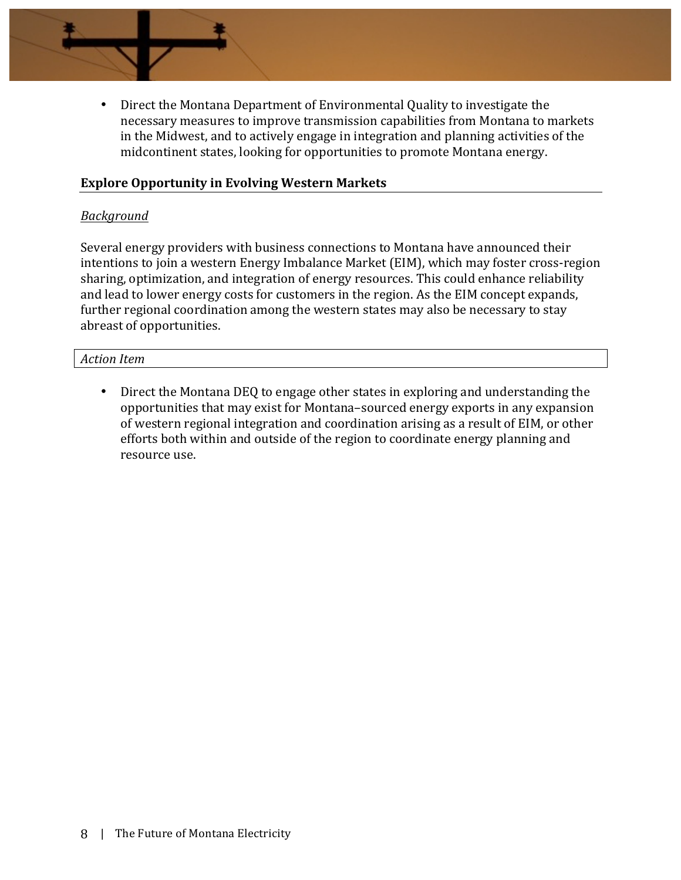- Direct the Montana Department of Environmental Quality to investigate the necessary measures to improve transmission capabilities from Montana to markets in the Midwest, and to actively engage in integration and planning activities of the midcontinent states, looking for opportunities to promote Montana energy.

### Explore Opportunity in Evolving Western Markets

*Background*

Several energy providers with business connections to Montana have announced their intentions to join a western Energy Imbalance Market (EIM), which may foster cross-region sharing, optimization, and integration of energy resources. This could enhance reliability and lead to lower energy costs for customers in the region. As the EIM concept expands, further regional coordination among the western states may also be necessary to stay abreast of opportunities.

*Action Item*

- Direct the Montana DEQ to engage other states in exploring and understanding the opportunities that may exist for Montana–sourced energy exports in any expansion of western regional integration and coordination arising as a result of EIM, or other efforts both within and outside of the region to coordinate energy planning and resource use.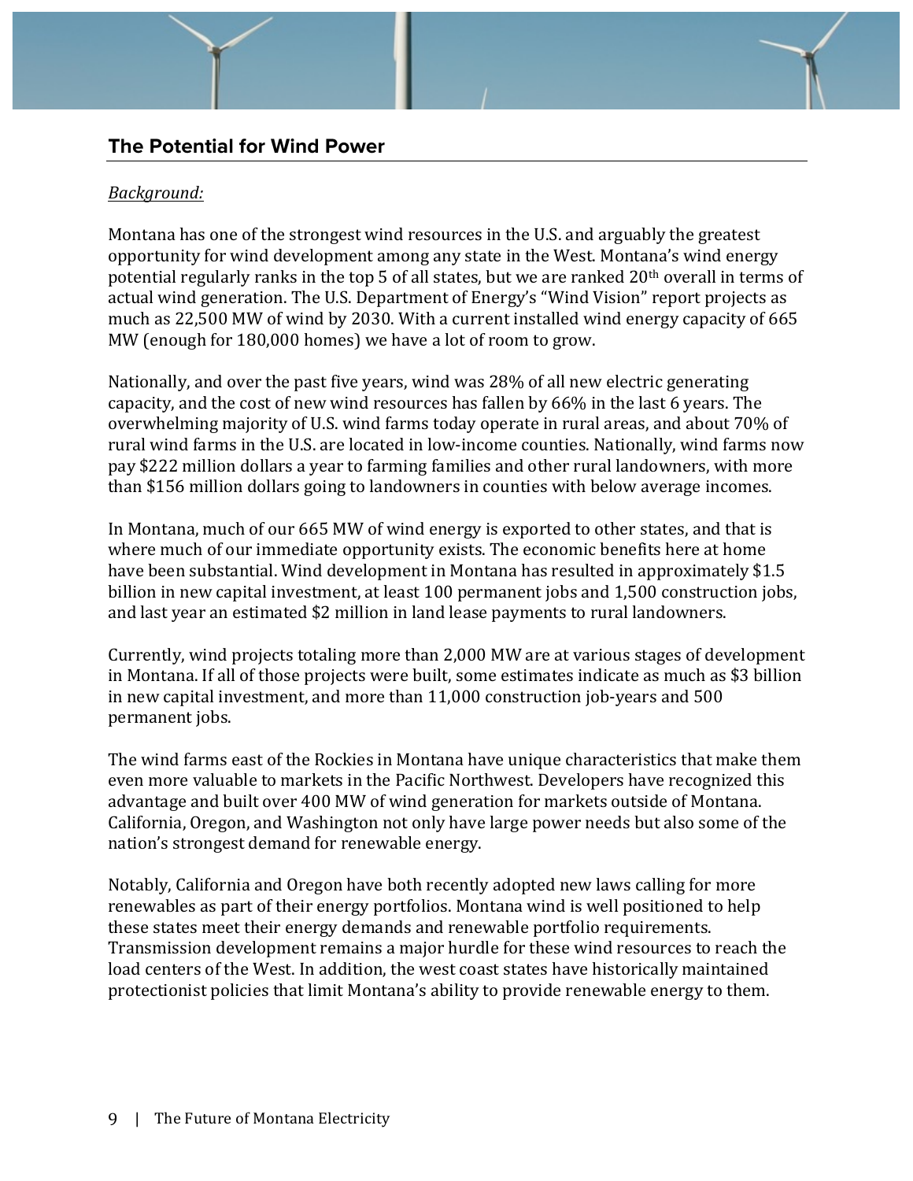## The Potential for Wind Power

*Background:*

Montana has one of the strongest wind resources in the U.S. and arguably the greatest opportunity for wind development among any state in the West. Montana's wind energy potential regularly ranks in the top 5 of all states, but we are ranked 20th overall in terms of actual wind generation. The U.S. Department of Energy's "Wind Vision" report projects as much as 22,500 MW of wind by 2030. With a current installed wind energy capacity of 665 MW (enough for 180,000 homes) we have a lot of room to grow.

Nationally, and over the past five years, wind was 28% of all new electric generating capacity, and the cost of new wind resources has fallen by 66% in the last 6 years. The overwhelming majority of U.S. wind farms today operate in rural areas, and about 70% of rural wind farms in the U.S. are located in low-income counties. Nationally, wind farms now pay $222 million dollars a year to farming families and other rural landowners, with more than $156 million dollars going to landowners in counties with below average incomes.

In Montana, much of our 665 MW of wind energy is exported to other states, and that is where much of our immediate opportunity exists. The economic benefits here at home have been substantial. Wind development in Montana has resulted in approximately $1.5 billion in new capital investment, at least 100 permanent jobs and 1,500 construction jobs, and last year an estimated $2 million in land lease payments to rural landowners.

Currently, wind projects totaling more than 2,000 MW are at various stages of development in Montana. If all of those projects were built, some estimates indicate as much as $3 billion in new capital investment, and more than 11,000 construction job-years and 500 permanent jobs.

The wind farms east of the Rockies in Montana have unique characteristics that make them even more valuable to markets in the Pacific Northwest. Developers have recognized this advantage and built over 400 MW of wind generation for markets outside of Montana. California, Oregon, and Washington not only have large power needs but also some of the nation's strongest demand for renewable energy.

Notably, California and Oregon have both recently adopted new laws calling for more renewables as part of their energy portfolios. Montana wind is well positioned to help these states meet their energy demands and renewable portfolio requirements. Transmission development remains a major hurdle for these wind resources to reach the load centers of the West. In addition, the west coast states have historically maintained protectionist policies that limit Montana's ability to provide renewable energy to them.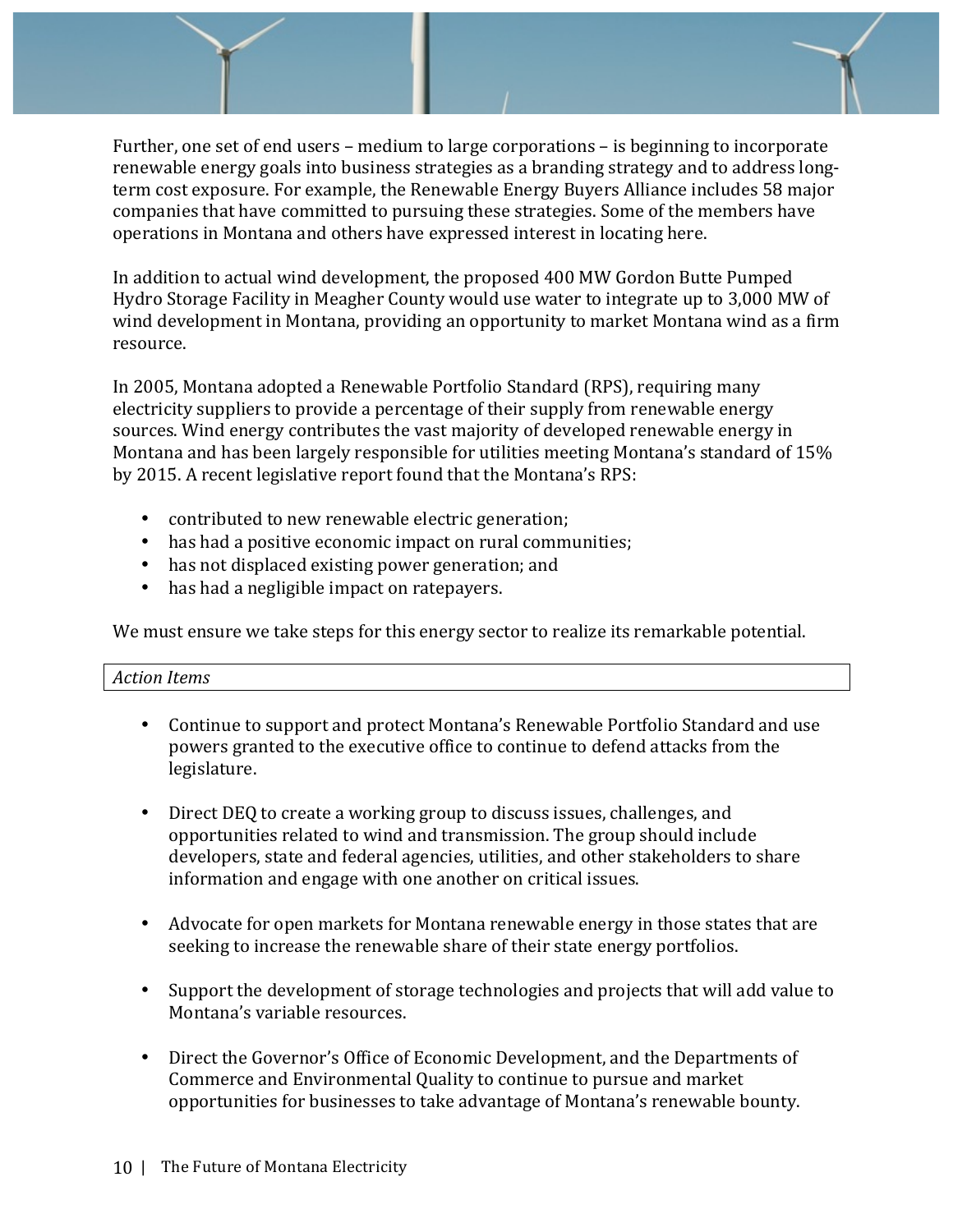Further, one set of end users – medium to large corporations – is beginning to incorporate renewable energy goals into business strategies as a branding strategy and to address long-term cost exposure. For example, the Renewable Energy Buyers Alliance includes 58 major companies that have committed to pursuing these strategies. Some of the members have operations in Montana and others have expressed interest in locating here.

In addition to actual wind development, the proposed 400 MW Gordon Butte Pumped Hydro Storage Facility in Meagher County would use water to integrate up to 3,000 MW of wind development in Montana, providing an opportunity to market Montana wind as a firm resource.

In 2005, Montana adopted a Renewable Portfolio Standard (RPS), requiring many electricity suppliers to provide a percentage of their supply from renewable energy sources. Wind energy contributes the vast majority of developed renewable energy in Montana and has been largely responsible for utilities meeting Montana's standard of 15% by 2015. A recent legislative report found that the Montana's RPS:

- contributed to new renewable electric generation;
- has had a positive economic impact on rural communities;
- has not displaced existing power generation; and
- has had a negligible impact on ratepayers.

We must ensure we take steps for this energy sector to realize its remarkable potential.

*Action Items*

- Continue to support and protect Montana's Renewable Portfolio Standard and use powers granted to the executive office to continue to defend attacks from the legislature.
- Direct DEQ to create a working group to discuss issues, challenges, and opportunities related to wind and transmission. The group should include developers, state and federal agencies, utilities, and other stakeholders to share information and engage with one another on critical issues.
- Advocate for open markets for Montana renewable energy in those states that are seeking to increase the renewable share of their state energy portfolios.
- Support the development of storage technologies and projects that will add value to Montana's variable resources.
- Direct the Governor's Office of Economic Development, and the Departments of Commerce and Environmental Quality to continue to pursue and market opportunities for businesses to take advantage of Montana's renewable bounty.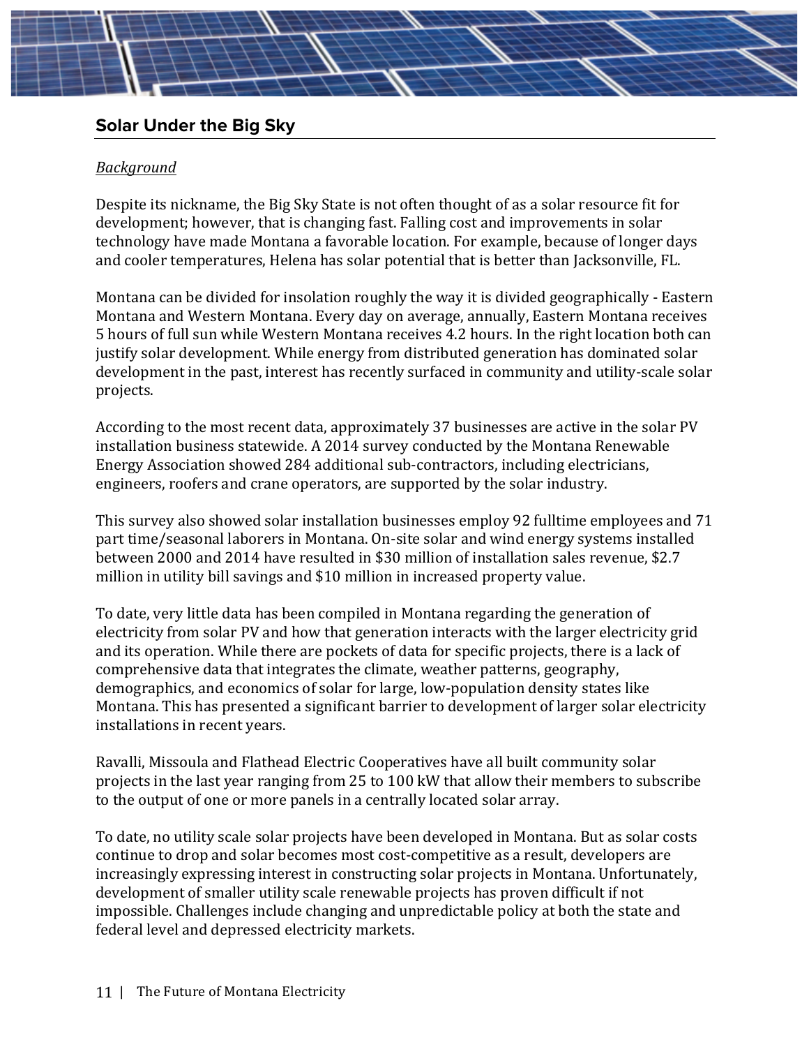## Solar Under the Big Sky

*Background*

Despite its nickname, the Big Sky State is not often thought of as a solar resource fit for development; however, that is changing fast. Falling cost and improvements in solar technology have made Montana a favorable location. For example, because of longer days and cooler temperatures, Helena has solar potential that is better than Jacksonville, FL.

Montana can be divided for insolation roughly the way it is divided geographically - Eastern Montana and Western Montana. Every day on average, annually, Eastern Montana receives 5 hours of full sun while Western Montana receives 4.2 hours. In the right location both can justify solar development. While energy from distributed generation has dominated solar development in the past, interest has recently surfaced in community and utility-scale solar projects.

According to the most recent data, approximately 37 businesses are active in the solar PV installation business statewide. A 2014 survey conducted by the Montana Renewable Energy Association showed 284 additional sub-contractors, including electricians, engineers, roofers and crane operators, are supported by the solar industry.

This survey also showed solar installation businesses employ 92 fulltime employees and 71 part time/seasonal laborers in Montana. On-site solar and wind energy systems installed between 2000 and 2014 have resulted in $30 million of installation sales revenue, $2.7 million in utility bill savings and $10 million in increased property value.

To date, very little data has been compiled in Montana regarding the generation of electricity from solar PV and how that generation interacts with the larger electricity grid and its operation. While there are pockets of data for specific projects, there is a lack of comprehensive data that integrates the climate, weather patterns, geography, demographics, and economics of solar for large, low-population density states like Montana. This has presented a significant barrier to development of larger solar electricity installations in recent years.

Ravalli, Missoula and Flathead Electric Cooperatives have all built community solar projects in the last year ranging from 25 to 100 kW that allow their members to subscribe to the output of one or more panels in a centrally located solar array.

To date, no utility scale solar projects have been developed in Montana. But as solar costs continue to drop and solar becomes most cost-competitive as a result, developers are increasingly expressing interest in constructing solar projects in Montana. Unfortunately, development of smaller utility scale renewable projects has proven difficult if not impossible. Challenges include changing and unpredictable policy at both the state and federal level and depressed electricity markets.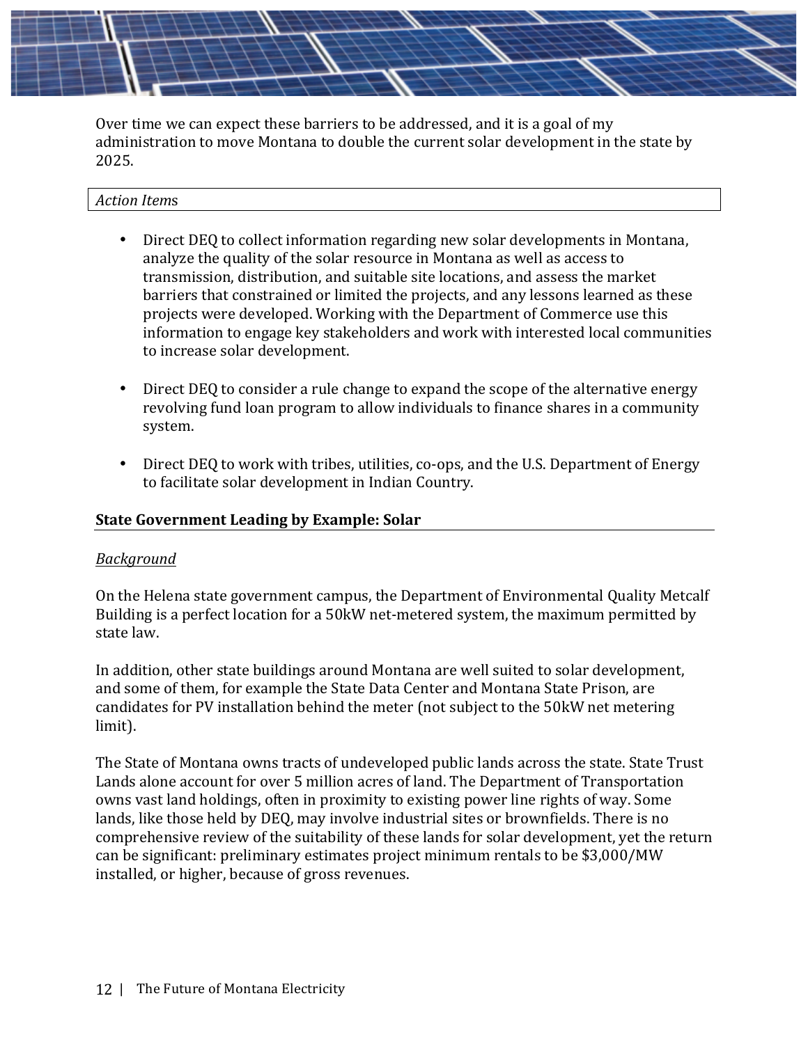Over time we can expect these barriers to be addressed, and it is a goal of my administration to move Montana to double the current solar development in the state by 2025.

*Action Items*

- Direct DEQ to collect information regarding new solar developments in Montana, analyze the quality of the solar resource in Montana as well as access to transmission, distribution, and suitable site locations, and assess the market barriers that constrained or limited the projects, and any lessons learned as these projects were developed. Working with the Department of Commerce use this information to engage key stakeholders and work with interested local communities to increase solar development.

- Direct DEQ to consider a rule change to expand the scope of the alternative energy revolving fund loan program to allow individuals to finance shares in a community system.

- Direct DEQ to work with tribes, utilities, co-ops, and the U.S. Department of Energy to facilitate solar development in Indian Country.

## State Government Leading by Example: Solar

*Background*

On the Helena state government campus, the Department of Environmental Quality Metcalf Building is a perfect location for a 50kW net-metered system, the maximum permitted by state law.

In addition, other state buildings around Montana are well suited to solar development, and some of them, for example the State Data Center and Montana State Prison, are candidates for PV installation behind the meter (not subject to the 50kW net metering limit).

The State of Montana owns tracts of undeveloped public lands across the state. State Trust Lands alone account for over 5 million acres of land. The Department of Transportation owns vast land holdings, often in proximity to existing power line rights of way. Some lands, like those held by DEQ, may involve industrial sites or brownfields. There is no comprehensive review of the suitability of these lands for solar development, yet the return can be significant: preliminary estimates project minimum rentals to be $3,000/MW installed, or higher, because of gross revenues.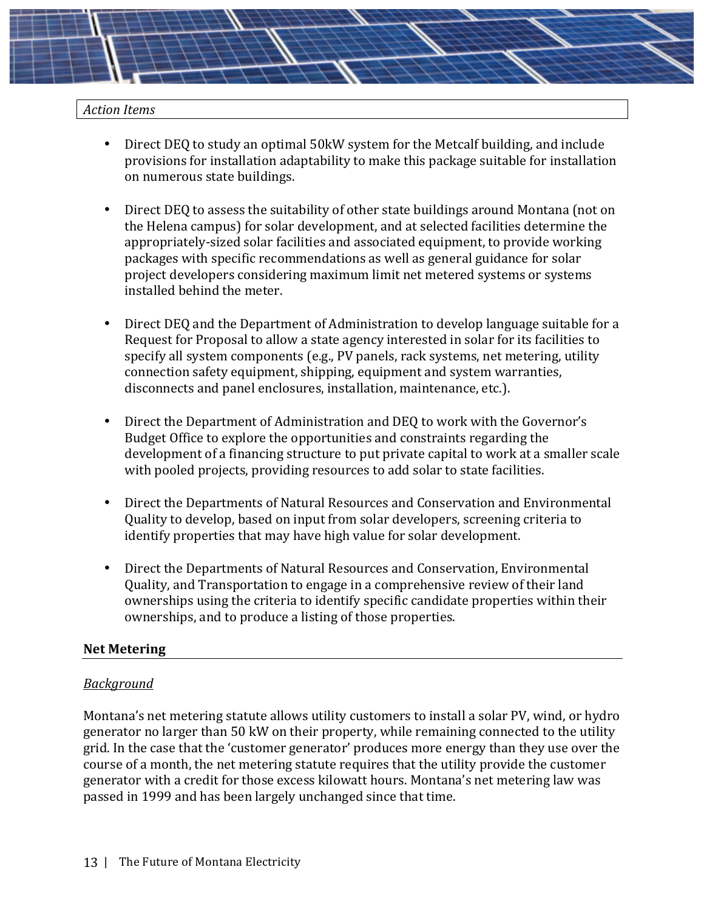*Action Items*

- Direct DEQ to study an optimal 50kW system for the Metcalf building, and include provisions for installation adaptability to make this package suitable for installation on numerous state buildings.

- Direct DEQ to assess the suitability of other state buildings around Montana (not on the Helena campus) for solar development, and at selected facilities determine the appropriately-sized solar facilities and associated equipment, to provide working packages with specific recommendations as well as general guidance for solar project developers considering maximum limit net metered systems or systems installed behind the meter.

- Direct DEQ and the Department of Administration to develop language suitable for a Request for Proposal to allow a state agency interested in solar for its facilities to specify all system components (e.g., PV panels, rack systems, net metering, utility connection safety equipment, shipping, equipment and system warranties, disconnects and panel enclosures, installation, maintenance, etc.).

- Direct the Department of Administration and DEQ to work with the Governor's Budget Office to explore the opportunities and constraints regarding the development of a financing structure to put private capital to work at a smaller scale with pooled projects, providing resources to add solar to state facilities.

- Direct the Departments of Natural Resources and Conservation and Environmental Quality to develop, based on input from solar developers, screening criteria to identify properties that may have high value for solar development.

- Direct the Departments of Natural Resources and Conservation, Environmental Quality, and Transportation to engage in a comprehensive review of their land ownerships using the criteria to identify specific candidate properties within their ownerships, and to produce a listing of those properties.

## Net Metering

*Background*

Montana's net metering statute allows utility customers to install a solar PV, wind, or hydro generator no larger than 50 kW on their property, while remaining connected to the utility grid. In the case that the 'customer generator' produces more energy than they use over the course of a month, the net metering statute requires that the utility provide the customer generator with a credit for those excess kilowatt hours. Montana's net metering law was passed in 1999 and has been largely unchanged since that time.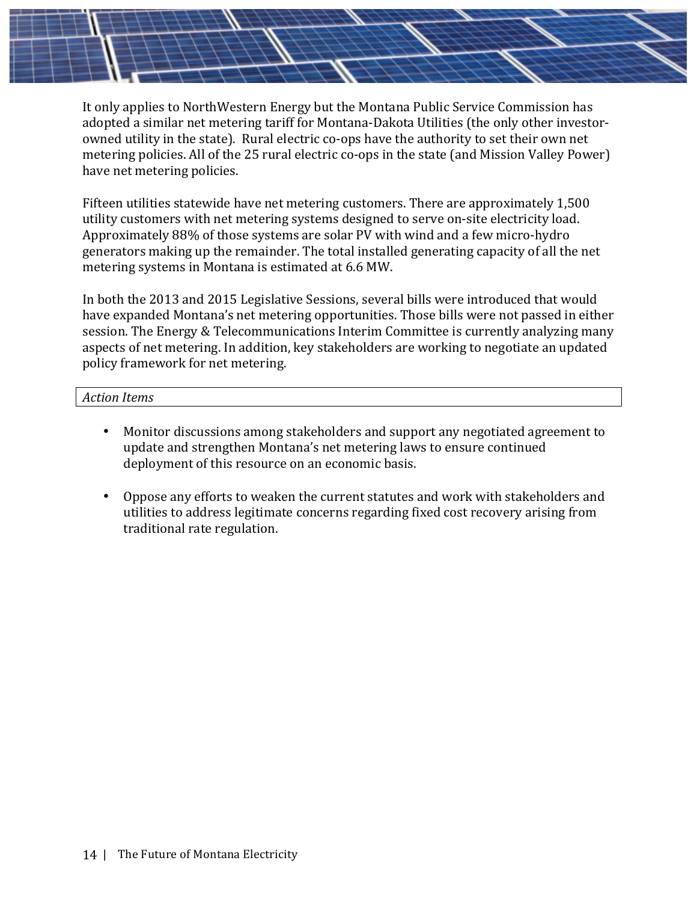It only applies to NorthWestern Energy but the Montana Public Service Commission has adopted a similar net metering tariff for Montana-Dakota Utilities (the only other investor-owned utility in the state). Rural electric co-ops have the authority to set their own net metering policies. All of the 25 rural electric co-ops in the state (and Mission Valley Power) have net metering policies.

Fifteen utilities statewide have net metering customers. There are approximately 1,500 utility customers with net metering systems designed to serve on-site electricity load. Approximately 88% of those systems are solar PV with wind and a few micro-hydro generators making up the remainder. The total installed generating capacity of all the net metering systems in Montana is estimated at 6.6 MW.

In both the 2013 and 2015 Legislative Sessions, several bills were introduced that would have expanded Montana's net metering opportunities. Those bills were not passed in either session. The Energy & Telecommunications Interim Committee is currently analyzing many aspects of net metering. In addition, key stakeholders are working to negotiate an updated policy framework for net metering.

*Action Items*

- Monitor discussions among stakeholders and support any negotiated agreement to update and strengthen Montana's net metering laws to ensure continued deployment of this resource on an economic basis.

- Oppose any efforts to weaken the current statutes and work with stakeholders and utilities to address legitimate concerns regarding fixed cost recovery arising from traditional rate regulation.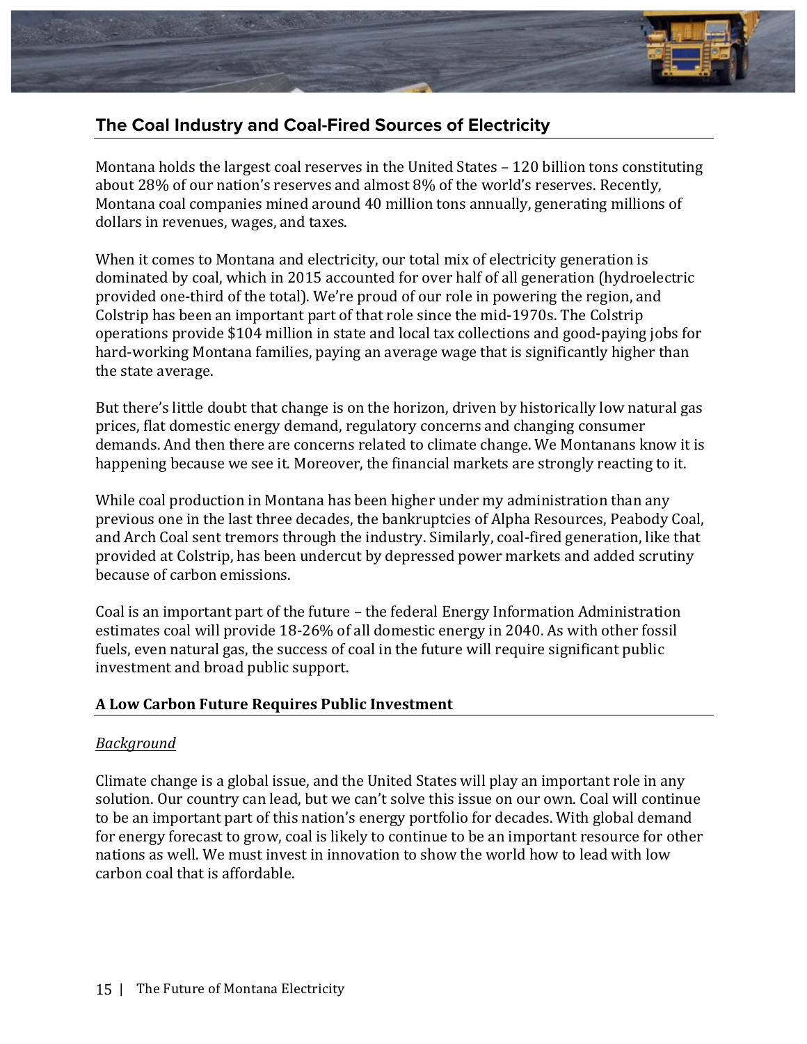## The Coal Industry and Coal-Fired Sources of Electricity

Montana holds the largest coal reserves in the United States – 120 billion tons constituting about 28% of our nation's reserves and almost 8% of the world's reserves. Recently, Montana coal companies mined around 40 million tons annually, generating millions of dollars in revenues, wages, and taxes.

When it comes to Montana and electricity, our total mix of electricity generation is dominated by coal, which in 2015 accounted for over half of all generation (hydroelectric provided one-third of the total). We're proud of our role in powering the region, and Colstrip has been an important part of that role since the mid-1970s. The Colstrip operations provide $104 million in state and local tax collections and good-paying jobs for hard-working Montana families, paying an average wage that is significantly higher than the state average.

But there's little doubt that change is on the horizon, driven by historically low natural gas prices, flat domestic energy demand, regulatory concerns and changing consumer demands. And then there are concerns related to climate change. We Montanans know it is happening because we see it. Moreover, the financial markets are strongly reacting to it.

While coal production in Montana has been higher under my administration than any previous one in the last three decades, the bankruptcies of Alpha Resources, Peabody Coal, and Arch Coal sent tremors through the industry. Similarly, coal-fired generation, like that provided at Colstrip, has been undercut by depressed power markets and added scrutiny because of carbon emissions.

Coal is an important part of the future – the federal Energy Information Administration estimates coal will provide 18-26% of all domestic energy in 2040. As with other fossil fuels, even natural gas, the success of coal in the future will require significant public investment and broad public support.

### A Low Carbon Future Requires Public Investment

*Background*

Climate change is a global issue, and the United States will play an important role in any solution. Our country can lead, but we can't solve this issue on our own. Coal will continue to be an important part of this nation's energy portfolio for decades. With global demand for energy forecast to grow, coal is likely to continue to be an important resource for other nations as well. We must invest in innovation to show the world how to lead with low carbon coal that is affordable.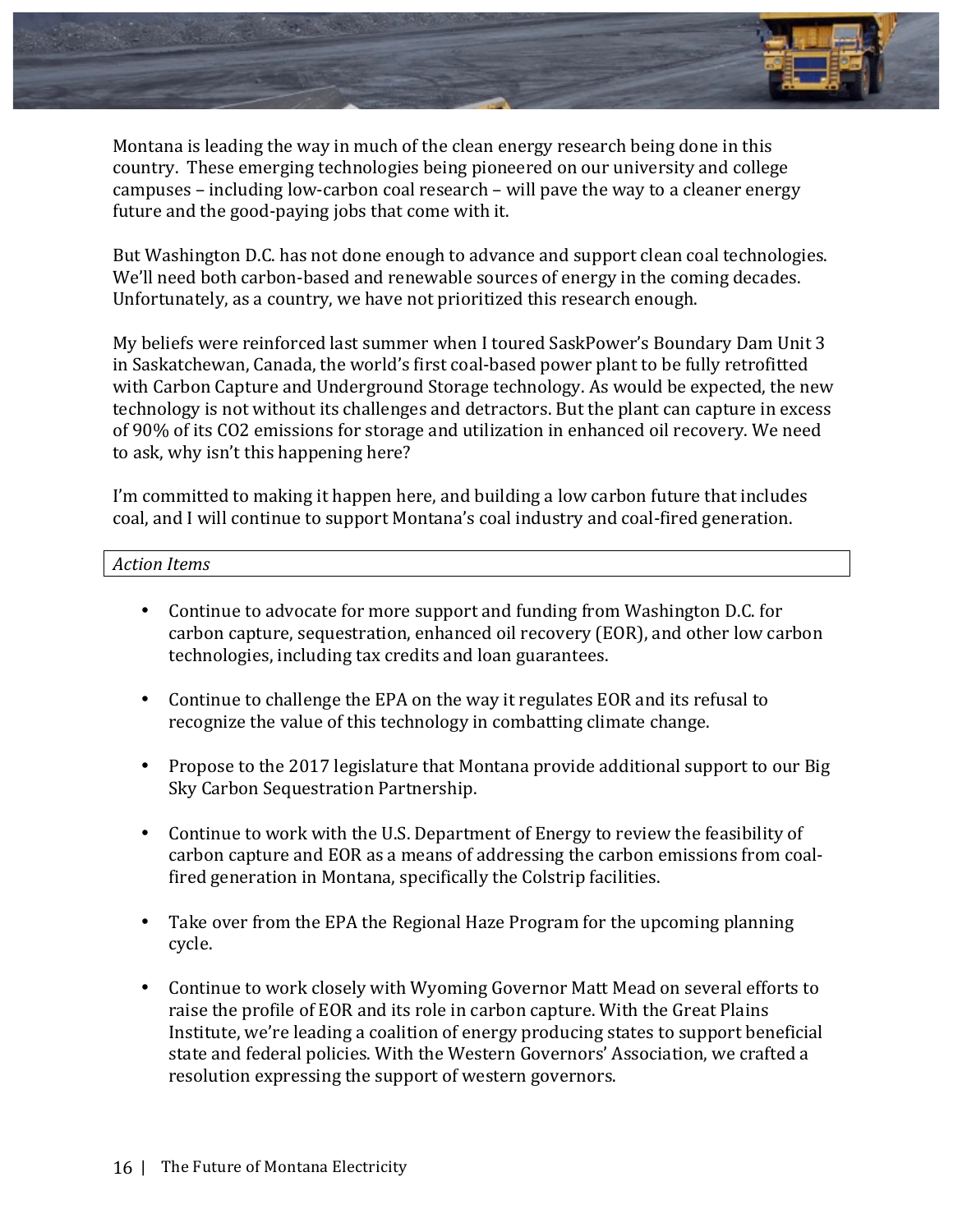Montana is leading the way in much of the clean energy research being done in this country. These emerging technologies being pioneered on our university and college campuses – including low-carbon coal research – will pave the way to a cleaner energy future and the good-paying jobs that come with it.

But Washington D.C. has not done enough to advance and support clean coal technologies. We'll need both carbon-based and renewable sources of energy in the coming decades. Unfortunately, as a country, we have not prioritized this research enough.

My beliefs were reinforced last summer when I toured SaskPower's Boundary Dam Unit 3 in Saskatchewan, Canada, the world's first coal-based power plant to be fully retrofitted with Carbon Capture and Underground Storage technology. As would be expected, the new technology is not without its challenges and detractors. But the plant can capture in excess of 90% of its $CO_2$ emissions for storage and utilization in enhanced oil recovery. We need to ask, why isn't this happening here?

I'm committed to making it happen here, and building a low carbon future that includes coal, and I will continue to support Montana's coal industry and coal-fired generation.

*Action Items*

- Continue to advocate for more support and funding from Washington D.C. for carbon capture, sequestration, enhanced oil recovery (EOR), and other low carbon technologies, including tax credits and loan guarantees.
- Continue to challenge the EPA on the way it regulates EOR and its refusal to recognize the value of this technology in combatting climate change.
- Propose to the 2017 legislature that Montana provide additional support to our Big Sky Carbon Sequestration Partnership.
- Continue to work with the U.S. Department of Energy to review the feasibility of carbon capture and EOR as a means of addressing the carbon emissions from coal-fired generation in Montana, specifically the Colstrip facilities.
- Take over from the EPA the Regional Haze Program for the upcoming planning cycle.
- Continue to work closely with Wyoming Governor Matt Mead on several efforts to raise the profile of EOR and its role in carbon capture. With the Great Plains Institute, we're leading a coalition of energy producing states to support beneficial state and federal policies. With the Western Governors' Association, we crafted a resolution expressing the support of western governors.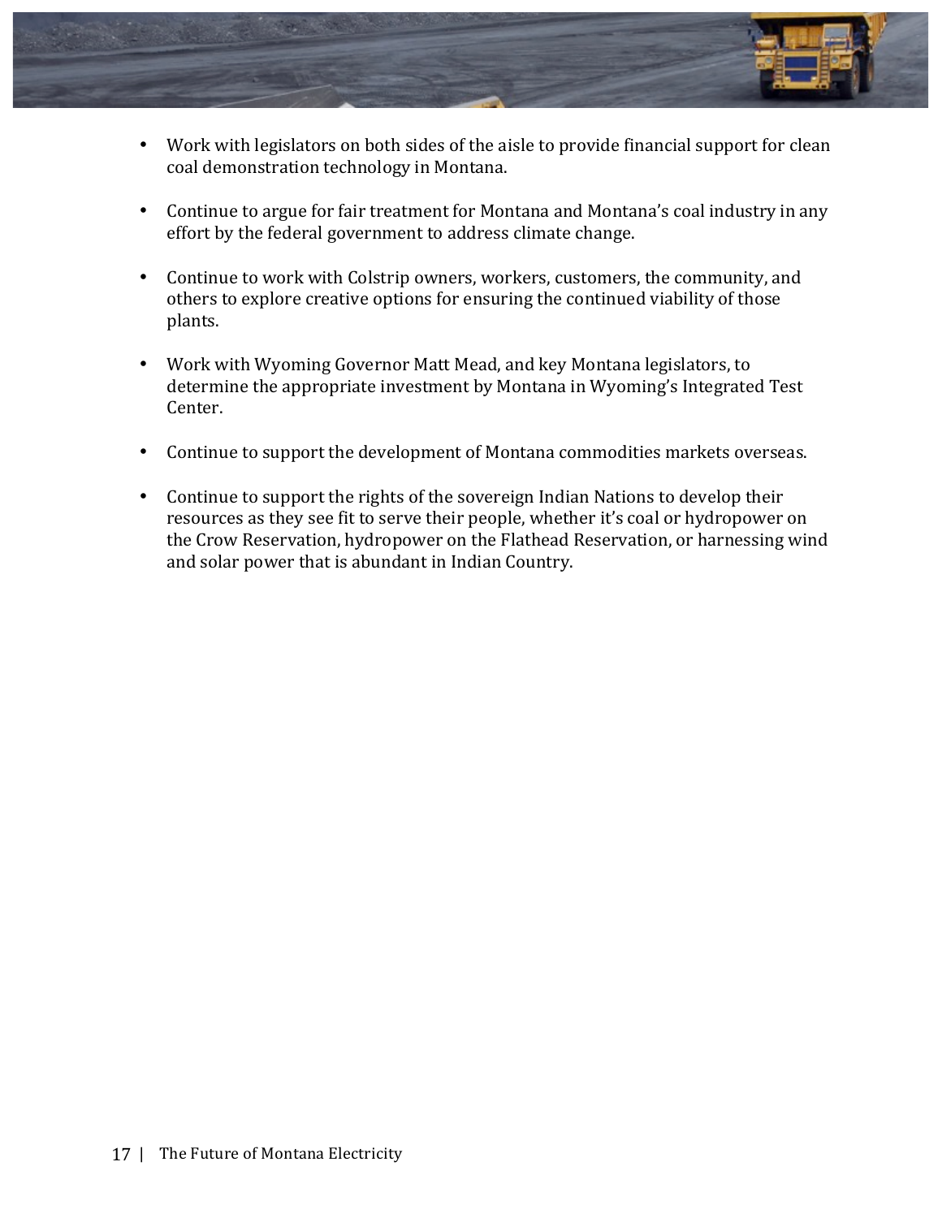- Work with legislators on both sides of the aisle to provide financial support for clean coal demonstration technology in Montana.

- Continue to argue for fair treatment for Montana and Montana's coal industry in any effort by the federal government to address climate change.

- Continue to work with Colstrip owners, workers, customers, the community, and others to explore creative options for ensuring the continued viability of those plants.

- Work with Wyoming Governor Matt Mead, and key Montana legislators, to determine the appropriate investment by Montana in Wyoming's Integrated Test Center.

- Continue to support the development of Montana commodities markets overseas.

- Continue to support the rights of the sovereign Indian Nations to develop their resources as they see fit to serve their people, whether it's coal or hydropower on the Crow Reservation, hydropower on the Flathead Reservation, or harnessing wind and solar power that is abundant in Indian Country.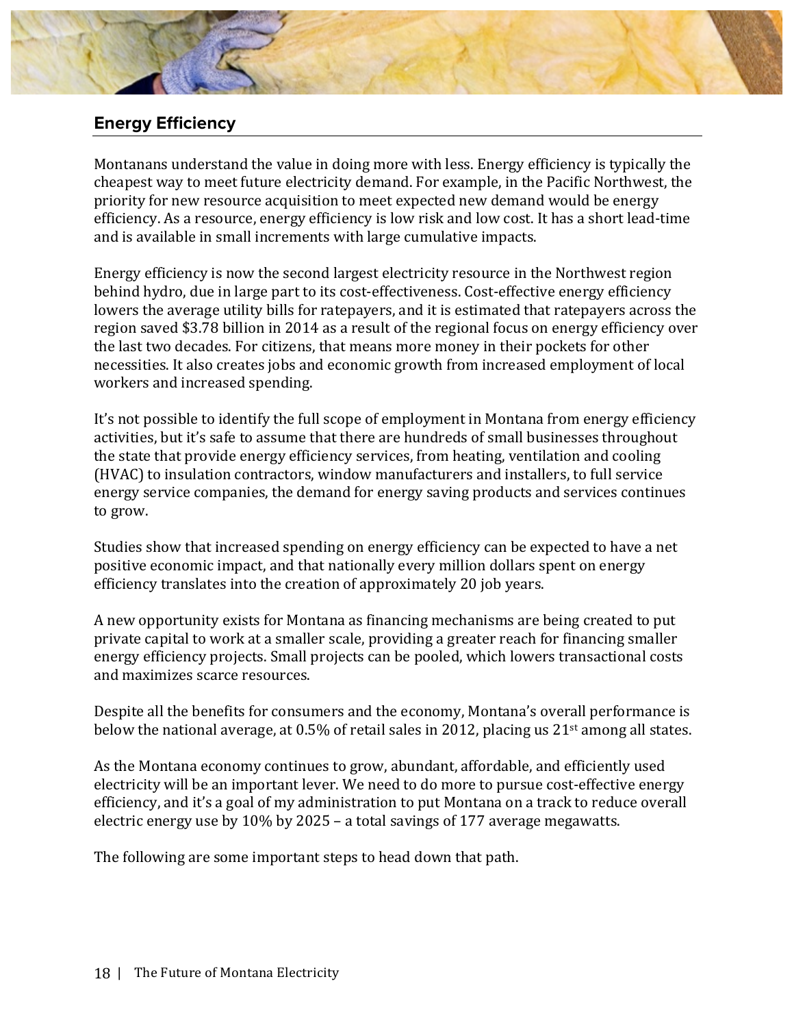## Energy Efficiency

Montanans understand the value in doing more with less. Energy efficiency is typically the cheapest way to meet future electricity demand. For example, in the Pacific Northwest, the priority for new resource acquisition to meet expected new demand would be energy efficiency. As a resource, energy efficiency is low risk and low cost. It has a short lead-time and is available in small increments with large cumulative impacts.

Energy efficiency is now the second largest electricity resource in the Northwest region behind hydro, due in large part to its cost-effectiveness. Cost-effective energy efficiency lowers the average utility bills for ratepayers, and it is estimated that ratepayers across the region saved $3.78 billion in 2014 as a result of the regional focus on energy efficiency over the last two decades. For citizens, that means more money in their pockets for other necessities. It also creates jobs and economic growth from increased employment of local workers and increased spending.

It's not possible to identify the full scope of employment in Montana from energy efficiency activities, but it's safe to assume that there are hundreds of small businesses throughout the state that provide energy efficiency services, from heating, ventilation and cooling (HVAC) to insulation contractors, window manufacturers and installers, to full service energy service companies, the demand for energy saving products and services continues to grow.

Studies show that increased spending on energy efficiency can be expected to have a net positive economic impact, and that nationally every million dollars spent on energy efficiency translates into the creation of approximately 20 job years.

A new opportunity exists for Montana as financing mechanisms are being created to put private capital to work at a smaller scale, providing a greater reach for financing smaller energy efficiency projects. Small projects can be pooled, which lowers transactional costs and maximizes scarce resources.

Despite all the benefits for consumers and the economy, Montana's overall performance is below the national average, at 0.5% of retail sales in 2012, placing us 21st among all states.

As the Montana economy continues to grow, abundant, affordable, and efficiently used electricity will be an important lever. We need to do more to pursue cost-effective energy efficiency, and it's a goal of my administration to put Montana on a track to reduce overall electric energy use by 10% by 2025 – a total savings of 177 average megawatts.

The following are some important steps to head down that path.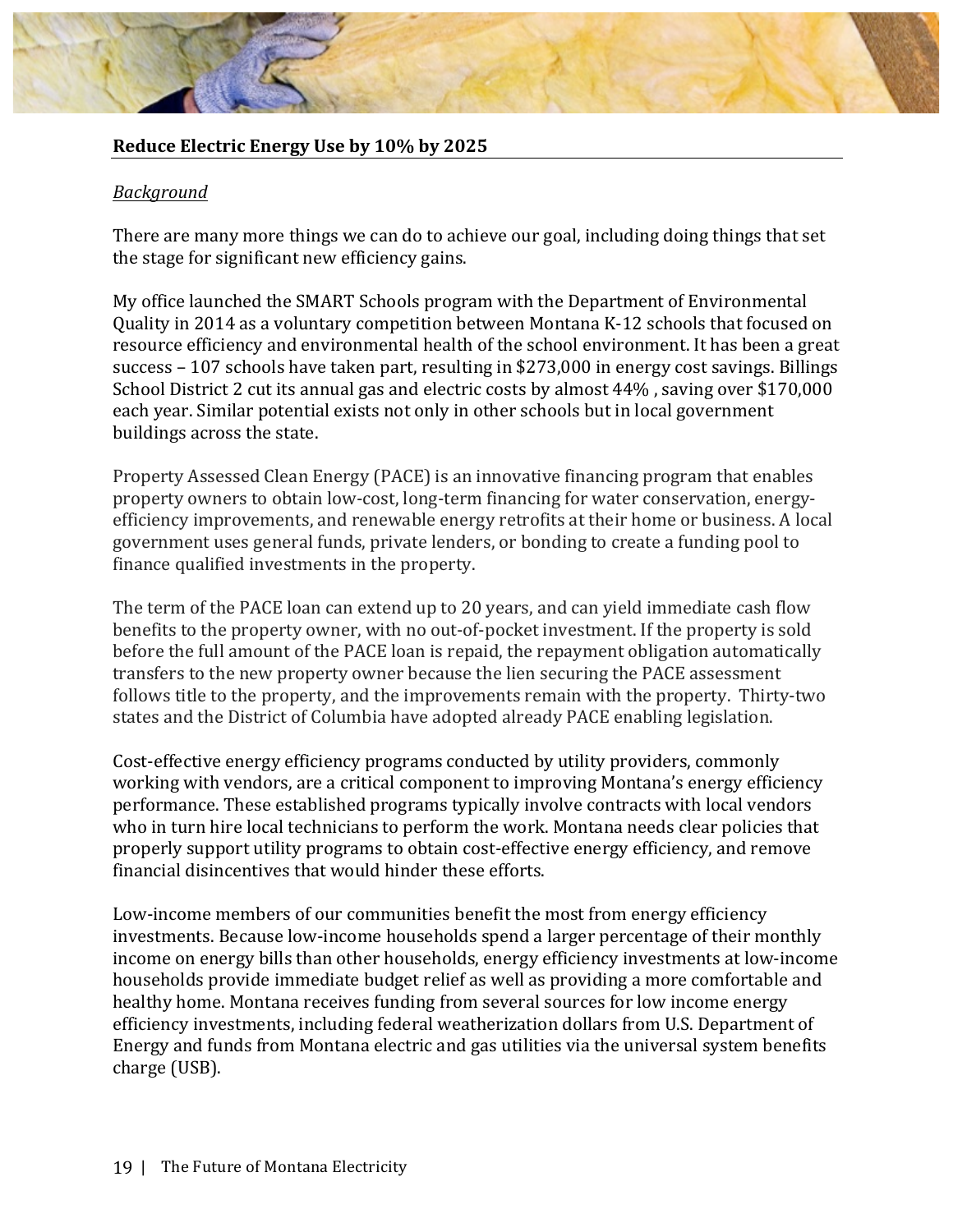## Reduce Electric Energy Use by 10% by 2025

*Background*

There are many more things we can do to achieve our goal, including doing things that set the stage for significant new efficiency gains.

My office launched the SMART Schools program with the Department of Environmental Quality in 2014 as a voluntary competition between Montana K-12 schools that focused on resource efficiency and environmental health of the school environment. It has been a great success – 107 schools have taken part, resulting in $273,000 in energy cost savings. Billings School District 2 cut its annual gas and electric costs by almost 44% , saving over $170,000 each year. Similar potential exists not only in other schools but in local government buildings across the state.

Property Assessed Clean Energy (PACE) is an innovative financing program that enables property owners to obtain low-cost, long-term financing for water conservation, energy-efficiency improvements, and renewable energy retrofits at their home or business. A local government uses general funds, private lenders, or bonding to create a funding pool to finance qualified investments in the property.

The term of the PACE loan can extend up to 20 years, and can yield immediate cash flow benefits to the property owner, with no out-of-pocket investment. If the property is sold before the full amount of the PACE loan is repaid, the repayment obligation automatically transfers to the new property owner because the lien securing the PACE assessment follows title to the property, and the improvements remain with the property. Thirty-two states and the District of Columbia have adopted already PACE enabling legislation.

Cost-effective energy efficiency programs conducted by utility providers, commonly working with vendors, are a critical component to improving Montana's energy efficiency performance. These established programs typically involve contracts with local vendors who in turn hire local technicians to perform the work. Montana needs clear policies that properly support utility programs to obtain cost-effective energy efficiency, and remove financial disincentives that would hinder these efforts.

Low-income members of our communities benefit the most from energy efficiency investments. Because low-income households spend a larger percentage of their monthly income on energy bills than other households, energy efficiency investments at low-income households provide immediate budget relief as well as providing a more comfortable and healthy home. Montana receives funding from several sources for low income energy efficiency investments, including federal weatherization dollars from U.S. Department of Energy and funds from Montana electric and gas utilities via the universal system benefits charge (USB).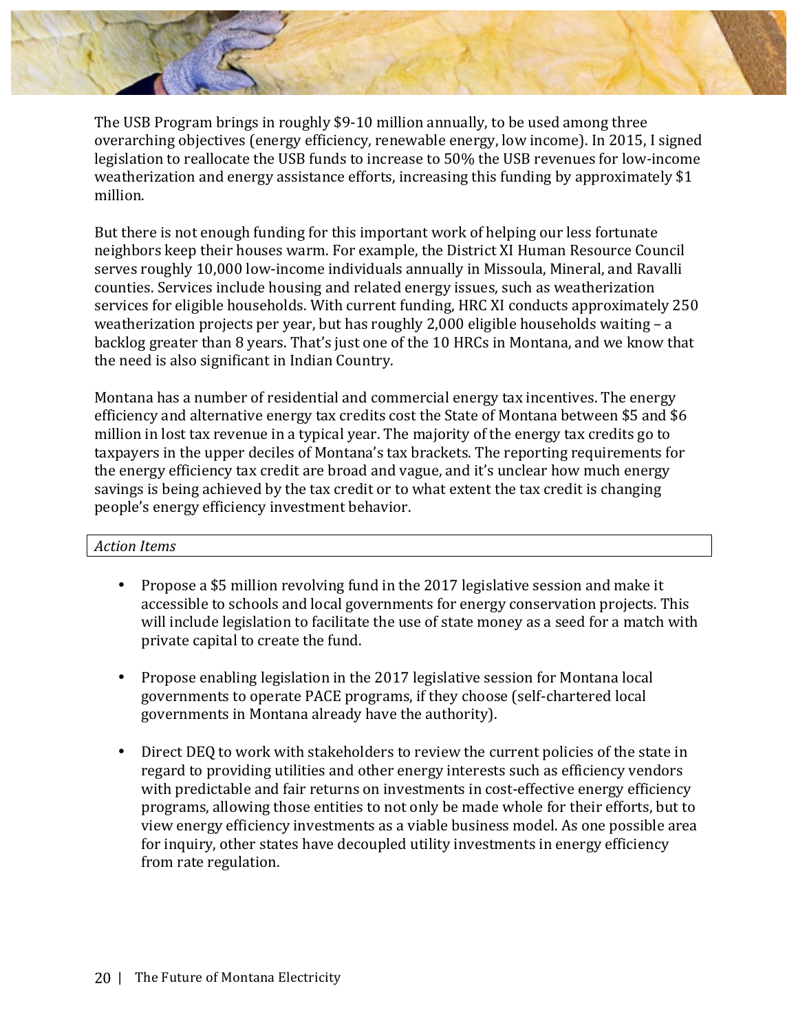The USB Program brings in roughly $9-10 million annually, to be used among three overarching objectives (energy efficiency, renewable energy, low income). In 2015, I signed legislation to reallocate the USB funds to increase to 50% the USB revenues for low-income weatherization and energy assistance efforts, increasing this funding by approximately $1 million.

But there is not enough funding for this important work of helping our less fortunate neighbors keep their houses warm. For example, the District XI Human Resource Council serves roughly 10,000 low-income individuals annually in Missoula, Mineral, and Ravalli counties. Services include housing and related energy issues, such as weatherization services for eligible households. With current funding, HRC XI conducts approximately 250 weatherization projects per year, but has roughly 2,000 eligible households waiting – a backlog greater than 8 years. That's just one of the 10 HRCs in Montana, and we know that the need is also significant in Indian Country.

Montana has a number of residential and commercial energy tax incentives. The energy efficiency and alternative energy tax credits cost the State of Montana between $5 and $6 million in lost tax revenue in a typical year. The majority of the energy tax credits go to taxpayers in the upper deciles of Montana's tax brackets. The reporting requirements for the energy efficiency tax credit are broad and vague, and it's unclear how much energy savings is being achieved by the tax credit or to what extent the tax credit is changing people's energy efficiency investment behavior.

*Action Items*

- Propose a $5 million revolving fund in the 2017 legislative session and make it accessible to schools and local governments for energy conservation projects. This will include legislation to facilitate the use of state money as a seed for a match with private capital to create the fund.

- Propose enabling legislation in the 2017 legislative session for Montana local governments to operate PACE programs, if they choose (self-chartered local governments in Montana already have the authority).

- Direct DEQ to work with stakeholders to review the current policies of the state in regard to providing utilities and other energy interests such as efficiency vendors with predictable and fair returns on investments in cost-effective energy efficiency programs, allowing those entities to not only be made whole for their efforts, but to view energy efficiency investments as a viable business model. As one possible area for inquiry, other states have decoupled utility investments in energy efficiency from rate regulation.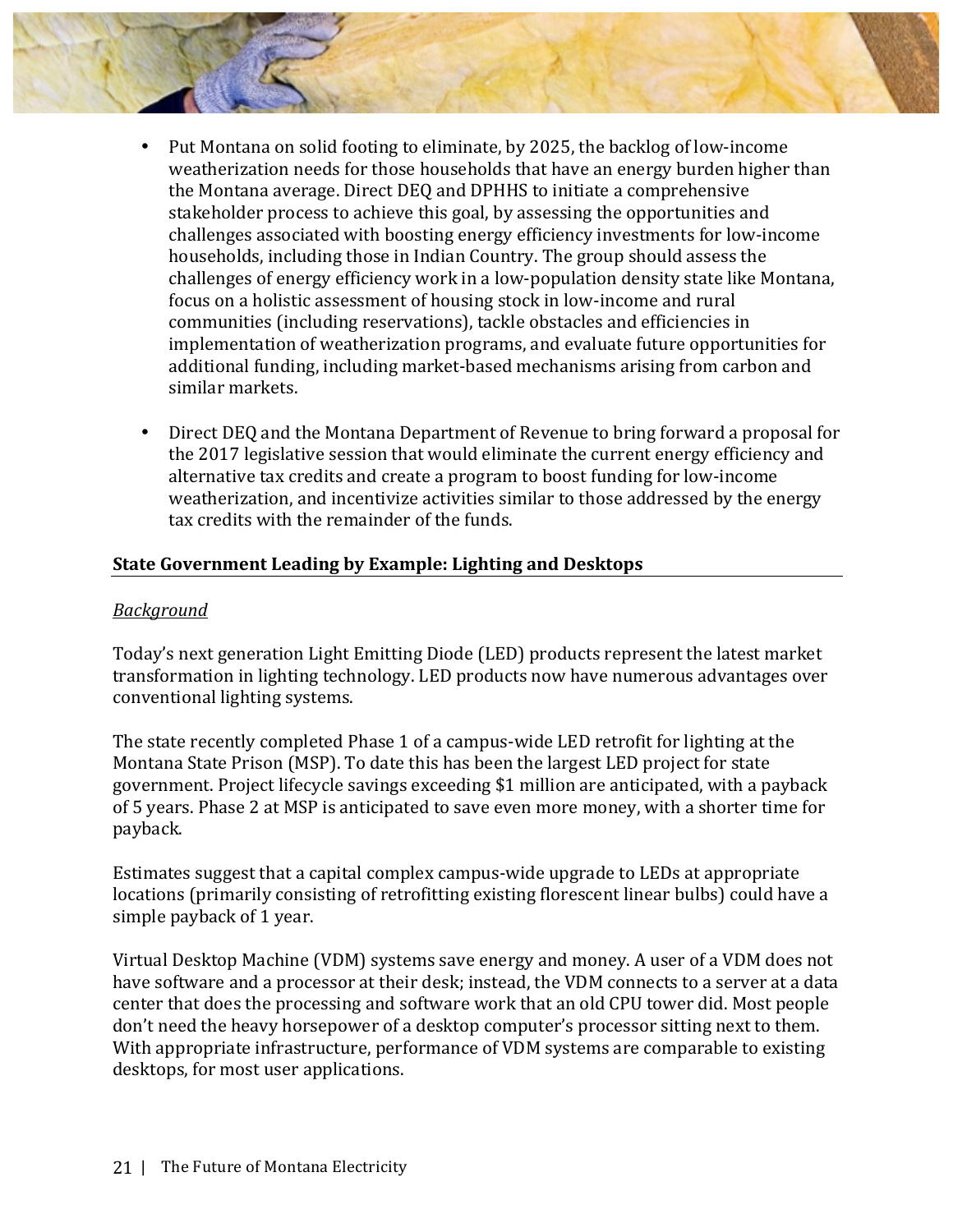- Put Montana on solid footing to eliminate, by 2025, the backlog of low-income weatherization needs for those households that have an energy burden higher than the Montana average. Direct DEQ and DPHHS to initiate a comprehensive stakeholder process to achieve this goal, by assessing the opportunities and challenges associated with boosting energy efficiency investments for low-income households, including those in Indian Country. The group should assess the challenges of energy efficiency work in a low-population density state like Montana, focus on a holistic assessment of housing stock in low-income and rural communities (including reservations), tackle obstacles and efficiencies in implementation of weatherization programs, and evaluate future opportunities for additional funding, including market-based mechanisms arising from carbon and similar markets.

- Direct DEQ and the Montana Department of Revenue to bring forward a proposal for the 2017 legislative session that would eliminate the current energy efficiency and alternative tax credits and create a program to boost funding for low-income weatherization, and incentivize activities similar to those addressed by the energy tax credits with the remainder of the funds.

## State Government Leading by Example: Lighting and Desktops

*Background*

Today's next generation Light Emitting Diode (LED) products represent the latest market transformation in lighting technology. LED products now have numerous advantages over conventional lighting systems.

The state recently completed Phase 1 of a campus-wide LED retrofit for lighting at the Montana State Prison (MSP). To date this has been the largest LED project for state government. Project lifecycle savings exceeding $1 million are anticipated, with a payback of 5 years. Phase 2 at MSP is anticipated to save even more money, with a shorter time for payback.

Estimates suggest that a capital complex campus-wide upgrade to LEDs at appropriate locations (primarily consisting of retrofitting existing florescent linear bulbs) could have a simple payback of 1 year.

Virtual Desktop Machine (VDM) systems save energy and money. A user of a VDM does not have software and a processor at their desk; instead, the VDM connects to a server at a data center that does the processing and software work that an old CPU tower did. Most people don't need the heavy horsepower of a desktop computer's processor sitting next to them. With appropriate infrastructure, performance of VDM systems are comparable to existing desktops, for most user applications.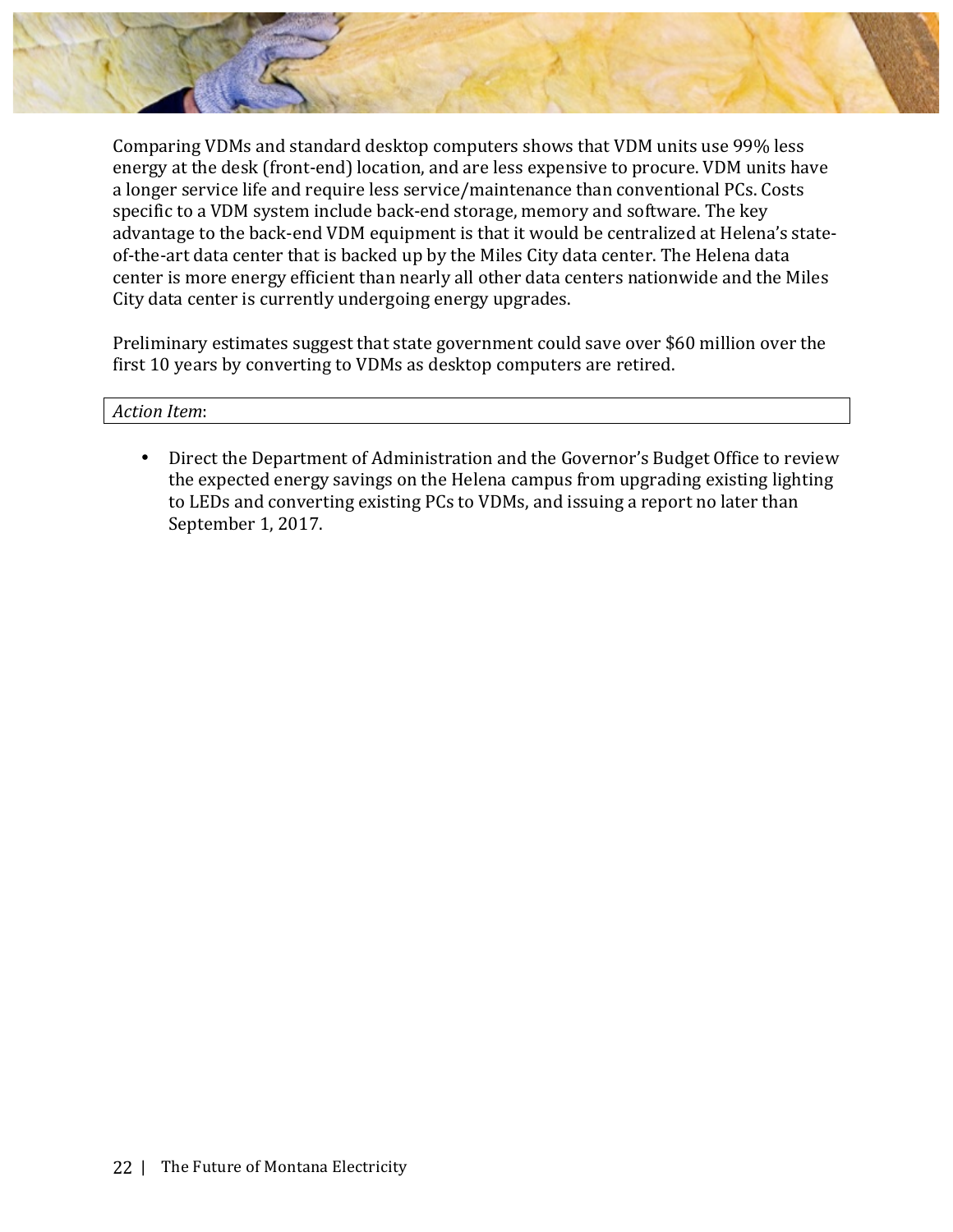Comparing VDMs and standard desktop computers shows that VDM units use 99% less energy at the desk (front-end) location, and are less expensive to procure. VDM units have a longer service life and require less service/maintenance than conventional PCs. Costs specific to a VDM system include back-end storage, memory and software. The key advantage to the back-end VDM equipment is that it would be centralized at Helena's state-of-the-art data center that is backed up by the Miles City data center. The Helena data center is more energy efficient than nearly all other data centers nationwide and the Miles City data center is currently undergoing energy upgrades.

Preliminary estimates suggest that state government could save over $60 million over the first 10 years by converting to VDMs as desktop computers are retired.

*Action Item*:

- Direct the Department of Administration and the Governor's Budget Office to review the expected energy savings on the Helena campus from upgrading existing lighting to LEDs and converting existing PCs to VDMs, and issuing a report no later than September 1, 2017.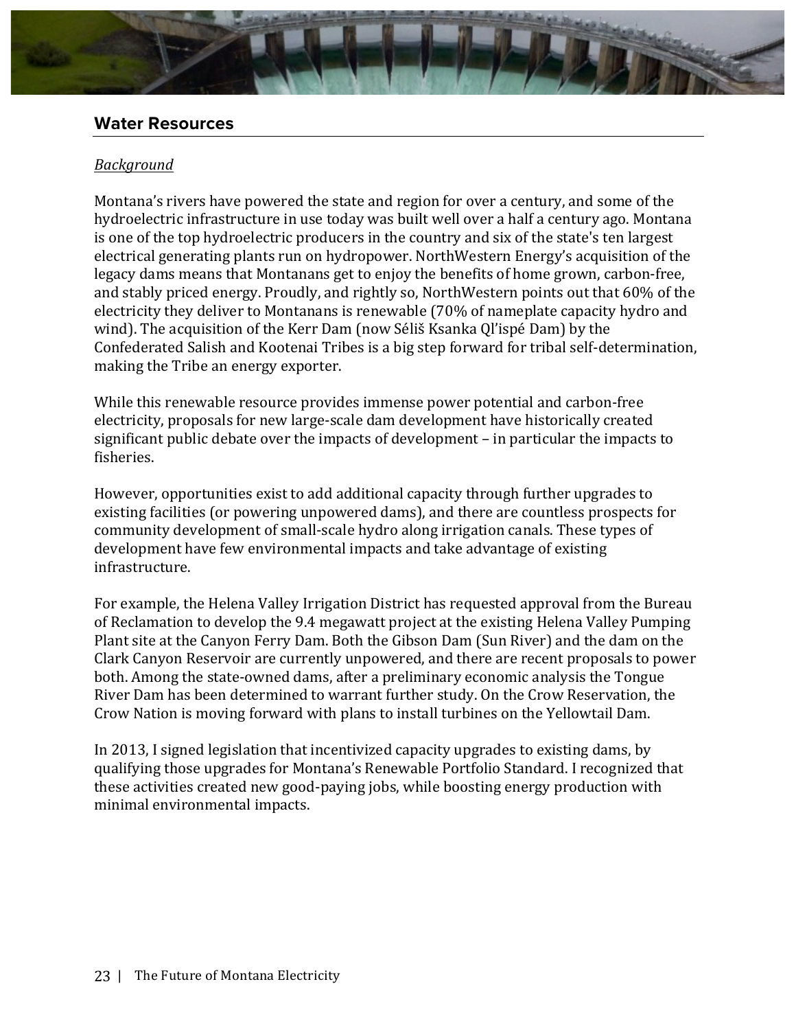## Water Resources

*Background*

Montana's rivers have powered the state and region for over a century, and some of the hydroelectric infrastructure in use today was built well over a half a century ago. Montana is one of the top hydroelectric producers in the country and six of the state's ten largest electrical generating plants run on hydropower. NorthWestern Energy's acquisition of the legacy dams means that Montanans get to enjoy the benefits of home grown, carbon-free, and stably priced energy. Proudly, and rightly so, NorthWestern points out that 60% of the electricity they deliver to Montanans is renewable (70% of nameplate capacity hydro and wind). The acquisition of the Kerr Dam (now Séliš Ksanka Ql'ispé Dam) by the Confederated Salish and Kootenai Tribes is a big step forward for tribal self-determination, making the Tribe an energy exporter.

While this renewable resource provides immense power potential and carbon-free electricity, proposals for new large-scale dam development have historically created significant public debate over the impacts of development – in particular the impacts to fisheries.

However, opportunities exist to add additional capacity through further upgrades to existing facilities (or powering unpowered dams), and there are countless prospects for community development of small-scale hydro along irrigation canals. These types of development have few environmental impacts and take advantage of existing infrastructure.

For example, the Helena Valley Irrigation District has requested approval from the Bureau of Reclamation to develop the 9.4 megawatt project at the existing Helena Valley Pumping Plant site at the Canyon Ferry Dam. Both the Gibson Dam (Sun River) and the dam on the Clark Canyon Reservoir are currently unpowered, and there are recent proposals to power both. Among the state-owned dams, after a preliminary economic analysis the Tongue River Dam has been determined to warrant further study. On the Crow Reservation, the Crow Nation is moving forward with plans to install turbines on the Yellowtail Dam.

In 2013, I signed legislation that incentivized capacity upgrades to existing dams, by qualifying those upgrades for Montana's Renewable Portfolio Standard. I recognized that these activities created new good-paying jobs, while boosting energy production with minimal environmental impacts.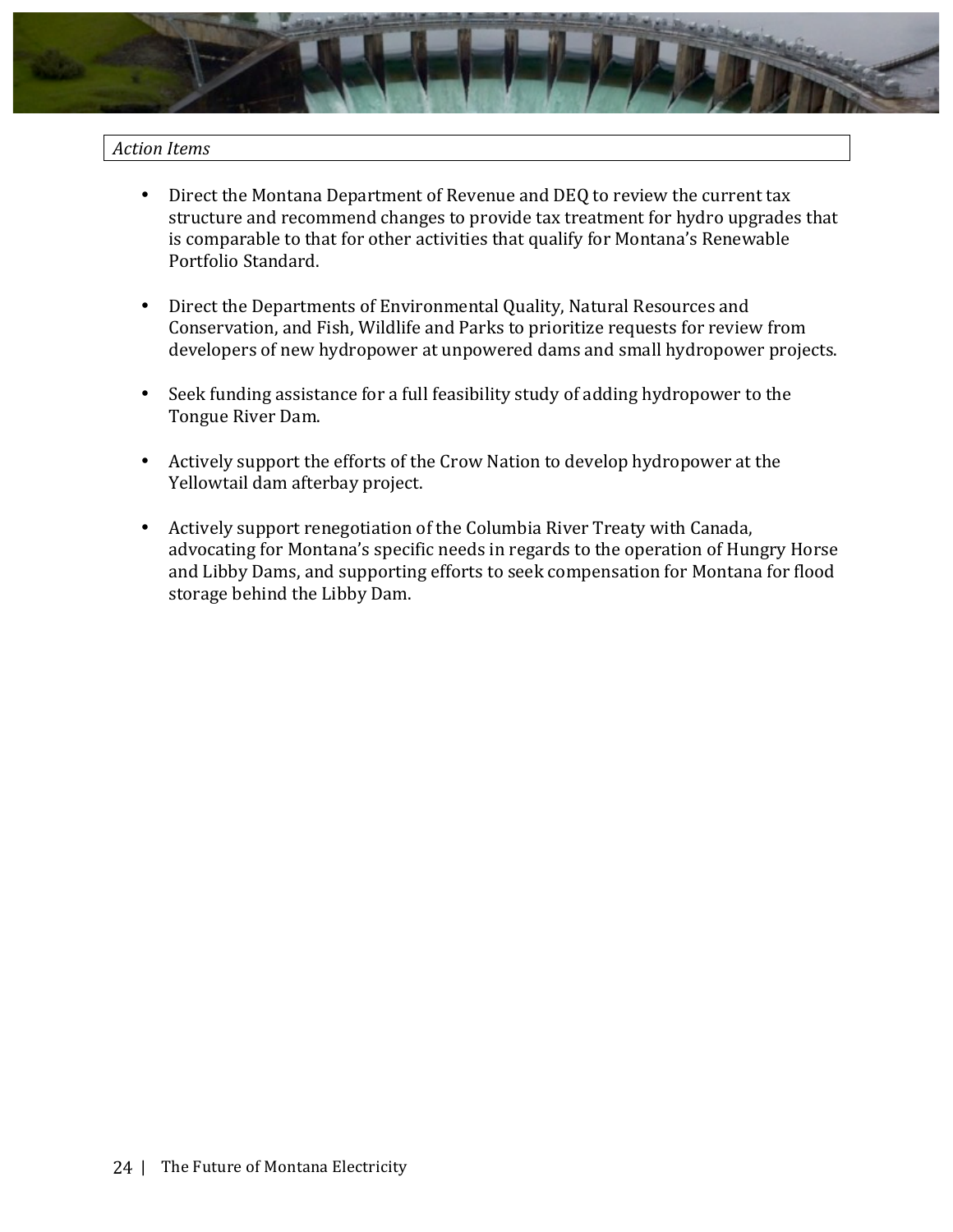*Action Items*

- Direct the Montana Department of Revenue and DEQ to review the current tax structure and recommend changes to provide tax treatment for hydro upgrades that is comparable to that for other activities that qualify for Montana's Renewable Portfolio Standard.

- Direct the Departments of Environmental Quality, Natural Resources and Conservation, and Fish, Wildlife and Parks to prioritize requests for review from developers of new hydropower at unpowered dams and small hydropower projects.

- Seek funding assistance for a full feasibility study of adding hydropower to the Tongue River Dam.

- Actively support the efforts of the Crow Nation to develop hydropower at the Yellowtail dam afterbay project.

- Actively support renegotiation of the Columbia River Treaty with Canada, advocating for Montana's specific needs in regards to the operation of Hungry Horse and Libby Dams, and supporting efforts to seek compensation for Montana for flood storage behind the Libby Dam.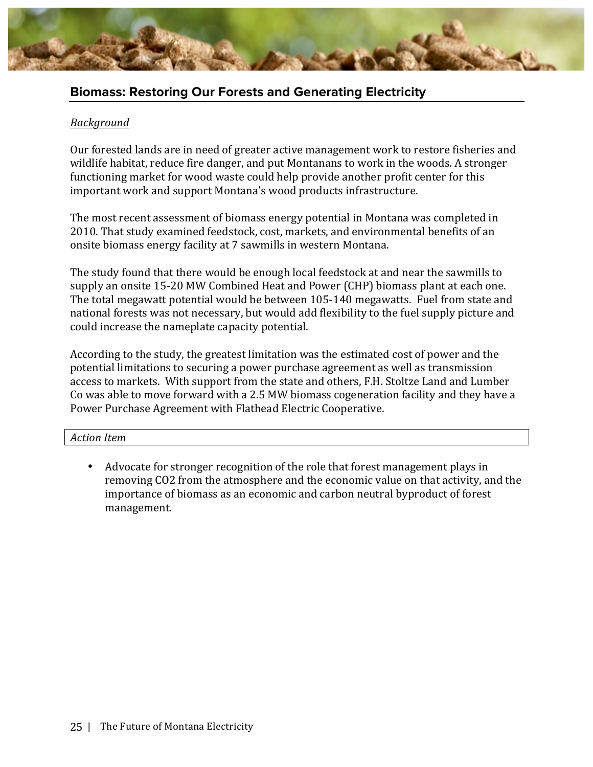## Biomass: Restoring Our Forests and Generating Electricity

*Background*

Our forested lands are in need of greater active management work to restore fisheries and wildlife habitat, reduce fire danger, and put Montanans to work in the woods. A stronger functioning market for wood waste could help provide another profit center for this important work and support Montana's wood products infrastructure.

The most recent assessment of biomass energy potential in Montana was completed in 2010. That study examined feedstock, cost, markets, and environmental benefits of an onsite biomass energy facility at 7 sawmills in western Montana.

The study found that there would be enough local feedstock at and near the sawmills to supply an onsite 15-20 MW Combined Heat and Power (CHP) biomass plant at each one. The total megawatt potential would be between 105-140 megawatts. Fuel from state and national forests was not necessary, but would add flexibility to the fuel supply picture and could increase the nameplate capacity potential.

According to the study, the greatest limitation was the estimated cost of power and the potential limitations to securing a power purchase agreement as well as transmission access to markets. With support from the state and others, F.H. Stoltze Land and Lumber Co was able to move forward with a 2.5 MW biomass cogeneration facility and they have a Power Purchase Agreement with Flathead Electric Cooperative.

*Action Item*

- Advocate for stronger recognition of the role that forest management plays in removing $CO_2$ from the atmosphere and the economic value on that activity, and the importance of biomass as an economic and carbon neutral byproduct of forest management.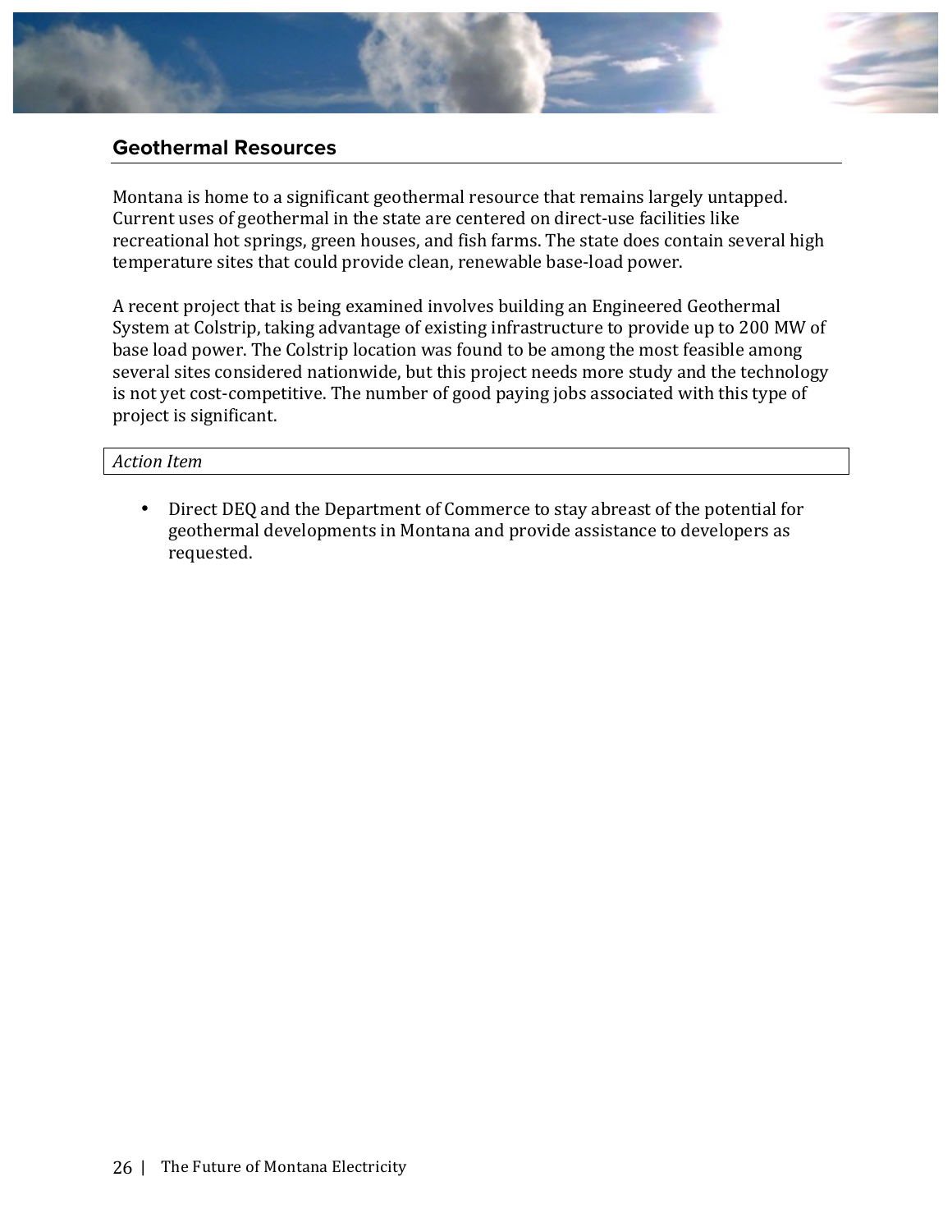## Geothermal Resources

Montana is home to a significant geothermal resource that remains largely untapped. Current uses of geothermal in the state are centered on direct-use facilities like recreational hot springs, green houses, and fish farms. The state does contain several high temperature sites that could provide clean, renewable base-load power.

A recent project that is being examined involves building an Engineered Geothermal System at Colstrip, taking advantage of existing infrastructure to provide up to 200 MW of base load power. The Colstrip location was found to be among the most feasible among several sites considered nationwide, but this project needs more study and the technology is not yet cost-competitive. The number of good paying jobs associated with this type of project is significant.

*Action Item*

- Direct DEQ and the Department of Commerce to stay abreast of the potential for geothermal developments in Montana and provide assistance to developers as requested.